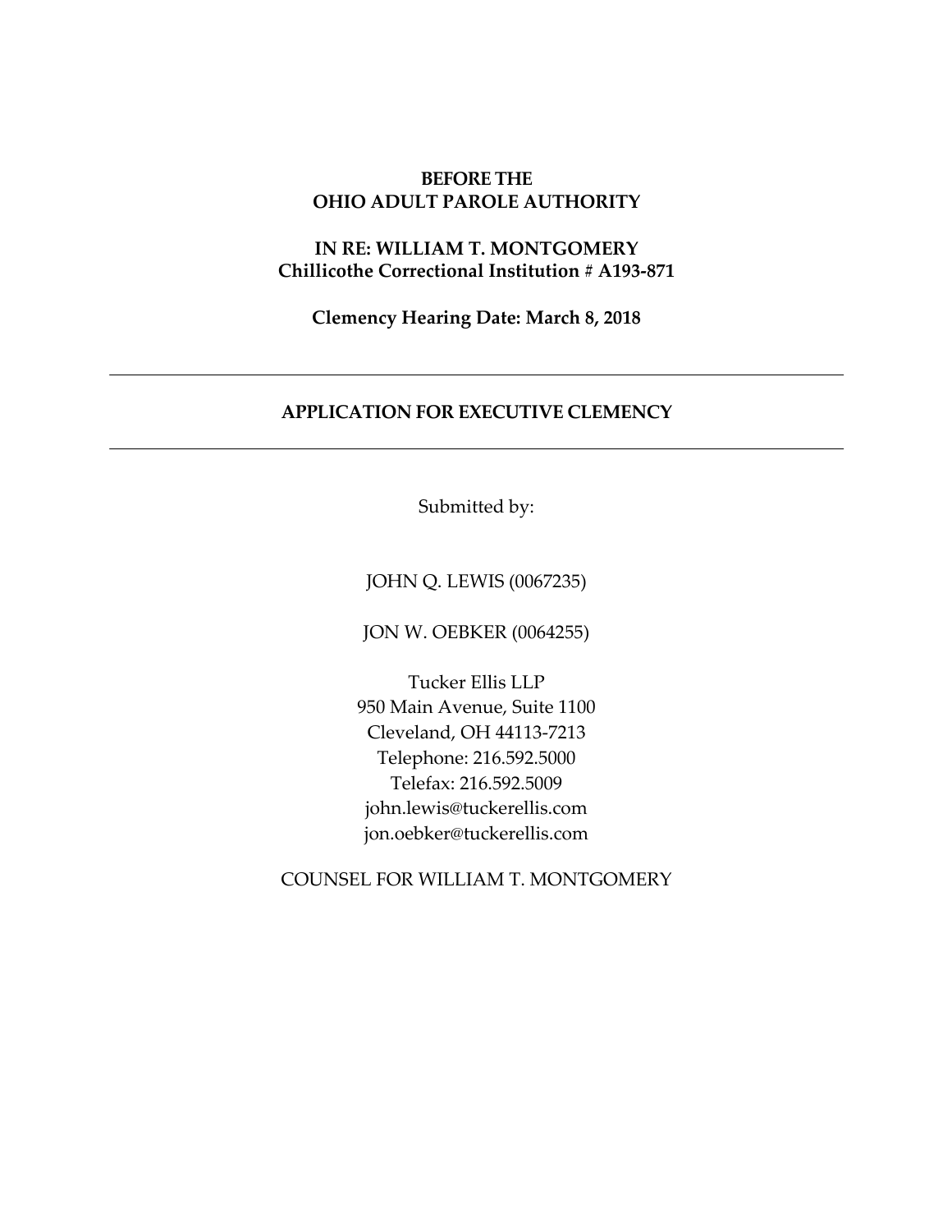**BEFORE THE**
**OHIO ADULT PAROLE AUTHORITY**

**IN RE: WILLIAM T. MONTGOMERY**
**Chillicothe Correctional Institution # A193-871**

**Clemency Hearing Date: March 8, 2018**

---

**APPLICATION FOR EXECUTIVE CLEMENCY**

---

Submitted by:

JOHN Q. LEWIS (0067235)

JON W. OEBKER (0064255)

Tucker Ellis LLP
950 Main Avenue, Suite 1100
Cleveland, OH 44113-7213
Telephone: 216.592.5000
Telefax: 216.592.5009
john.lewis@tuckerellis.com
jon.oebker@tuckerellis.com

COUNSEL FOR WILLIAM T. MONTGOMERY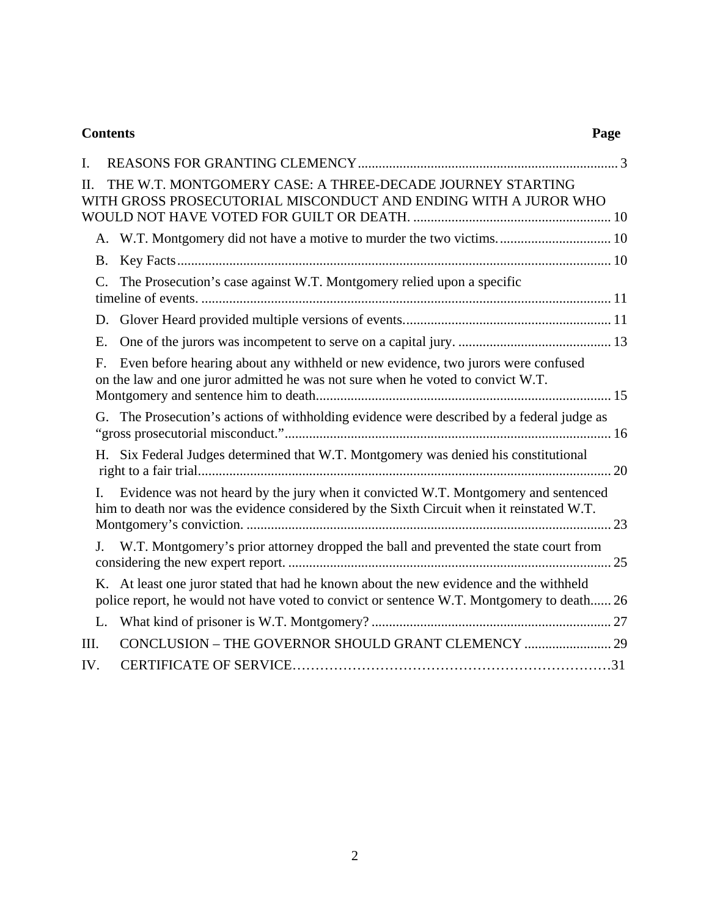**Contents** **Page**

I. REASONS FOR GRANTING CLEMENCY .......................................................................... 3

II. THE W.T. MONTGOMERY CASE: A THREE-DECADE JOURNEY STARTING WITH GROSS PROSECUTORIAL MISCONDUCT AND ENDING WITH A JUROR WHO WOULD NOT HAVE VOTED FOR GUILT OR DEATH. ......................................................... 10

A. W.T. Montgomery did not have a motive to murder the two victims. ................................ 10

B. Key Facts ............................................................................................................. 10

C. The Prosecution's case against W.T. Montgomery relied upon a specific timeline of events. ...................................................................................................... 11

D. Glover Heard provided multiple versions of events. .......................................................... 11

E. One of the jurors was incompetent to serve on a capital jury. ............................................ 13

F. Even before hearing about any withheld or new evidence, two jurors were confused on the law and one juror admitted he was not sure when he voted to convict W.T. Montgomery and sentence him to death ..................................................................................... 15

G. The Prosecution's actions of withholding evidence were described by a federal judge as "gross prosecutorial misconduct." .............................................................................. 16

H. Six Federal Judges determined that W.T. Montgomery was denied his constitutional right to a fair trial ...................................................................................................... 20

I. Evidence was not heard by the jury when it convicted W.T. Montgomery and sentenced him to death nor was the evidence considered by the Sixth Circuit when it reinstated W.T. Montgomery's conviction. ........................................................................................... 23

J. W.T. Montgomery's prior attorney dropped the ball and prevented the state court from considering the new expert report. ............................................................................. 25

K. At least one juror stated that had he known about the new evidence and the withheld police report, he would not have voted to convict or sentence W.T. Montgomery to death ...... 26

L. What kind of prisoner is W.T. Montgomery? ..................................................................... 27

III. CONCLUSION – THE GOVERNOR SHOULD GRANT CLEMENCY ......................... 29

IV. CERTIFICATE OF SERVICE……………………………………………………………31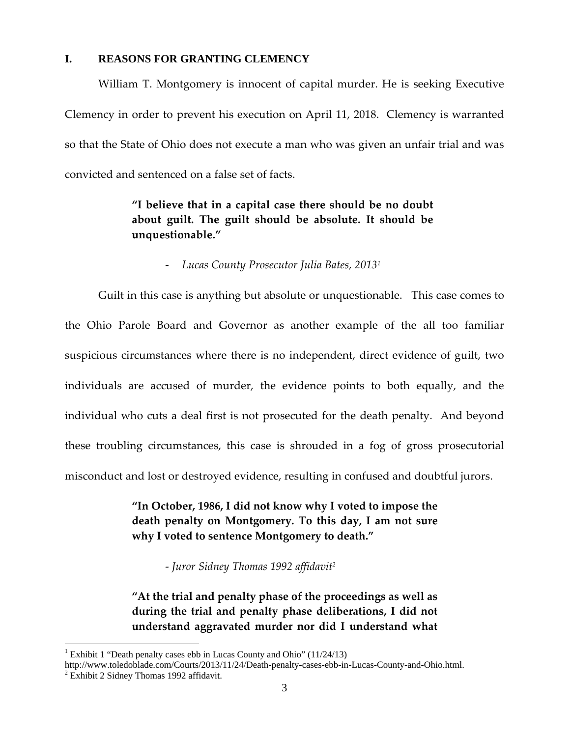## I. REASONS FOR GRANTING CLEMENCY

William T. Montgomery is innocent of capital murder. He is seeking Executive Clemency in order to prevent his execution on April 11, 2018. Clemency is warranted so that the State of Ohio does not execute a man who was given an unfair trial and was convicted and sentenced on a false set of facts.

> **"I believe that in a capital case there should be no doubt about guilt. The guilt should be absolute. It should be unquestionable."**
>
> - *Lucas County Prosecutor Julia Bates, 2013*[1]

Guilt in this case is anything but absolute or unquestionable. This case comes to the Ohio Parole Board and Governor as another example of the all too familiar suspicious circumstances where there is no independent, direct evidence of guilt, two individuals are accused of murder, the evidence points to both equally, and the individual who cuts a deal first is not prosecuted for the death penalty. And beyond these troubling circumstances, this case is shrouded in a fog of gross prosecutorial misconduct and lost or destroyed evidence, resulting in confused and doubtful jurors.

> **"In October, 1986, I did not know why I voted to impose the death penalty on Montgomery. To this day, I am not sure why I voted to sentence Montgomery to death."**
>
> - *Juror Sidney Thomas 1992 affidavit*[2]

> **"At the trial and penalty phase of the proceedings as well as during the trial and penalty phase deliberations, I did not understand aggravated murder nor did I understand what**

---

[1] Exhibit 1 "Death penalty cases ebb in Lucas County and Ohio" (11/24/13) http://www.toledoblade.com/Courts/2013/11/24/Death-penalty-cases-ebb-in-Lucas-County-and-Ohio.html.

[2] Exhibit 2 Sidney Thomas 1992 affidavit.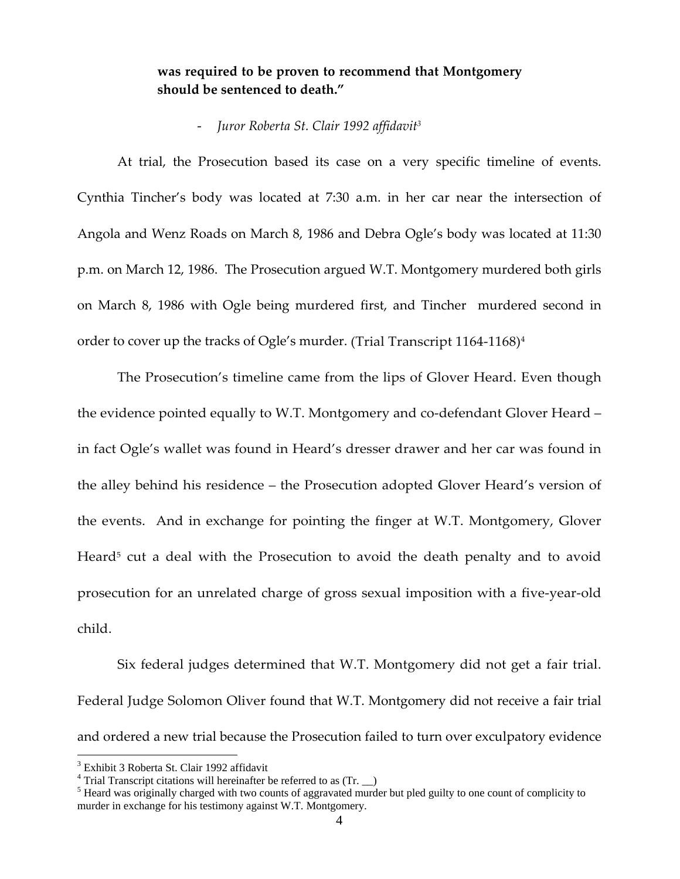**was required to be proven to recommend that Montgomery should be sentenced to death."**

- *Juror Roberta St. Clair 1992 affidavit*[3]

At trial, the Prosecution based its case on a very specific timeline of events. Cynthia Tincher's body was located at 7:30 a.m. in her car near the intersection of Angola and Wenz Roads on March 8, 1986 and Debra Ogle's body was located at 11:30 p.m. on March 12, 1986. The Prosecution argued W.T. Montgomery murdered both girls on March 8, 1986 with Ogle being murdered first, and Tincher murdered second in order to cover up the tracks of Ogle's murder. (Trial Transcript 1164-1168)[4]

The Prosecution's timeline came from the lips of Glover Heard. Even though the evidence pointed equally to W.T. Montgomery and co-defendant Glover Heard – in fact Ogle's wallet was found in Heard's dresser drawer and her car was found in the alley behind his residence – the Prosecution adopted Glover Heard's version of the events. And in exchange for pointing the finger at W.T. Montgomery, Glover Heard[5] cut a deal with the Prosecution to avoid the death penalty and to avoid prosecution for an unrelated charge of gross sexual imposition with a five-year-old child.

Six federal judges determined that W.T. Montgomery did not get a fair trial. Federal Judge Solomon Oliver found that W.T. Montgomery did not receive a fair trial and ordered a new trial because the Prosecution failed to turn over exculpatory evidence

---

[3] Exhibit 3 Roberta St. Clair 1992 affidavit

[4] Trial Transcript citations will hereinafter be referred to as (Tr. __)

[5] Heard was originally charged with two counts of aggravated murder but pled guilty to one count of complicity to murder in exchange for his testimony against W.T. Montgomery.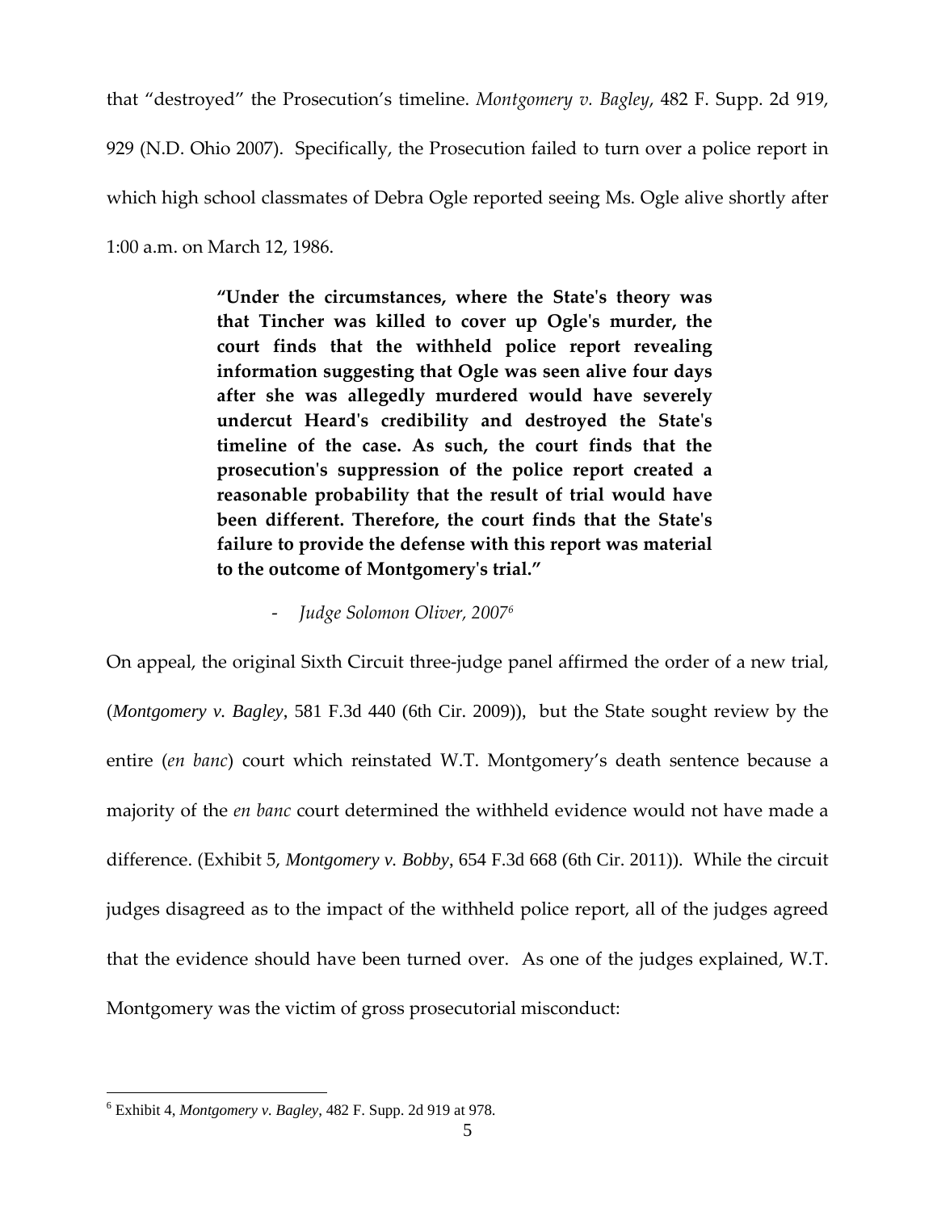that "destroyed" the Prosecution's timeline. *Montgomery v. Bagley*, 482 F. Supp. 2d 919, 929 (N.D. Ohio 2007). Specifically, the Prosecution failed to turn over a police report in which high school classmates of Debra Ogle reported seeing Ms. Ogle alive shortly after 1:00 a.m. on March 12, 1986.

> **"Under the circumstances, where the State's theory was that Tincher was killed to cover up Ogle's murder, the court finds that the withheld police report revealing information suggesting that Ogle was seen alive four days after she was allegedly murdered would have severely undercut Heard's credibility and destroyed the State's timeline of the case. As such, the court finds that the prosecution's suppression of the police report created a reasonable probability that the result of trial would have been different. Therefore, the court finds that the State's failure to provide the defense with this report was material to the outcome of Montgomery's trial."**
>
> - *Judge Solomon Oliver, 2007*[6]

On appeal, the original Sixth Circuit three-judge panel affirmed the order of a new trial, (*Montgomery v. Bagley*, 581 F.3d 440 (6th Cir. 2009)), but the State sought review by the entire (*en banc*) court which reinstated W.T. Montgomery's death sentence because a majority of the *en banc* court determined the withheld evidence would not have made a difference. (Exhibit 5, *Montgomery v. Bobby*, 654 F.3d 668 (6th Cir. 2011)). While the circuit judges disagreed as to the impact of the withheld police report, all of the judges agreed that the evidence should have been turned over. As one of the judges explained, W.T. Montgomery was the victim of gross prosecutorial misconduct:

---

[6] Exhibit 4, *Montgomery v. Bagley*, 482 F. Supp. 2d 919 at 978.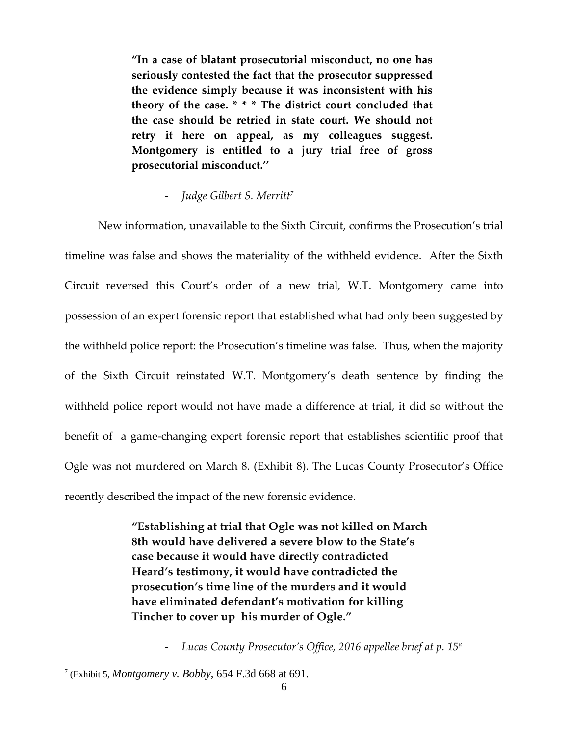> **"In a case of blatant prosecutorial misconduct, no one has seriously contested the fact that the prosecutor suppressed the evidence simply because it was inconsistent with his theory of the case. * * * The district court concluded that the case should be retried in state court. We should not retry it here on appeal, as my colleagues suggest. Montgomery is entitled to a jury trial free of gross prosecutorial misconduct.''**
>
> - *Judge Gilbert S. Merritt*[7]

New information, unavailable to the Sixth Circuit, confirms the Prosecution's trial timeline was false and shows the materiality of the withheld evidence. After the Sixth Circuit reversed this Court's order of a new trial, W.T. Montgomery came into possession of an expert forensic report that established what had only been suggested by the withheld police report: the Prosecution's timeline was false. Thus, when the majority of the Sixth Circuit reinstated W.T. Montgomery's death sentence by finding the withheld police report would not have made a difference at trial, it did so without the benefit of a game-changing expert forensic report that establishes scientific proof that Ogle was not murdered on March 8. (Exhibit 8). The Lucas County Prosecutor's Office recently described the impact of the new forensic evidence.

> **"Establishing at trial that Ogle was not killed on March 8th would have delivered a severe blow to the State's case because it would have directly contradicted Heard's testimony, it would have contradicted the prosecution's time line of the murders and it would have eliminated defendant's motivation for killing Tincher to cover up his murder of Ogle."**
>
> - *Lucas County Prosecutor's Office, 2016 appellee brief at p. 15*[8]

---

[7] (Exhibit 5, *Montgomery v. Bobby*, 654 F.3d 668 at 691.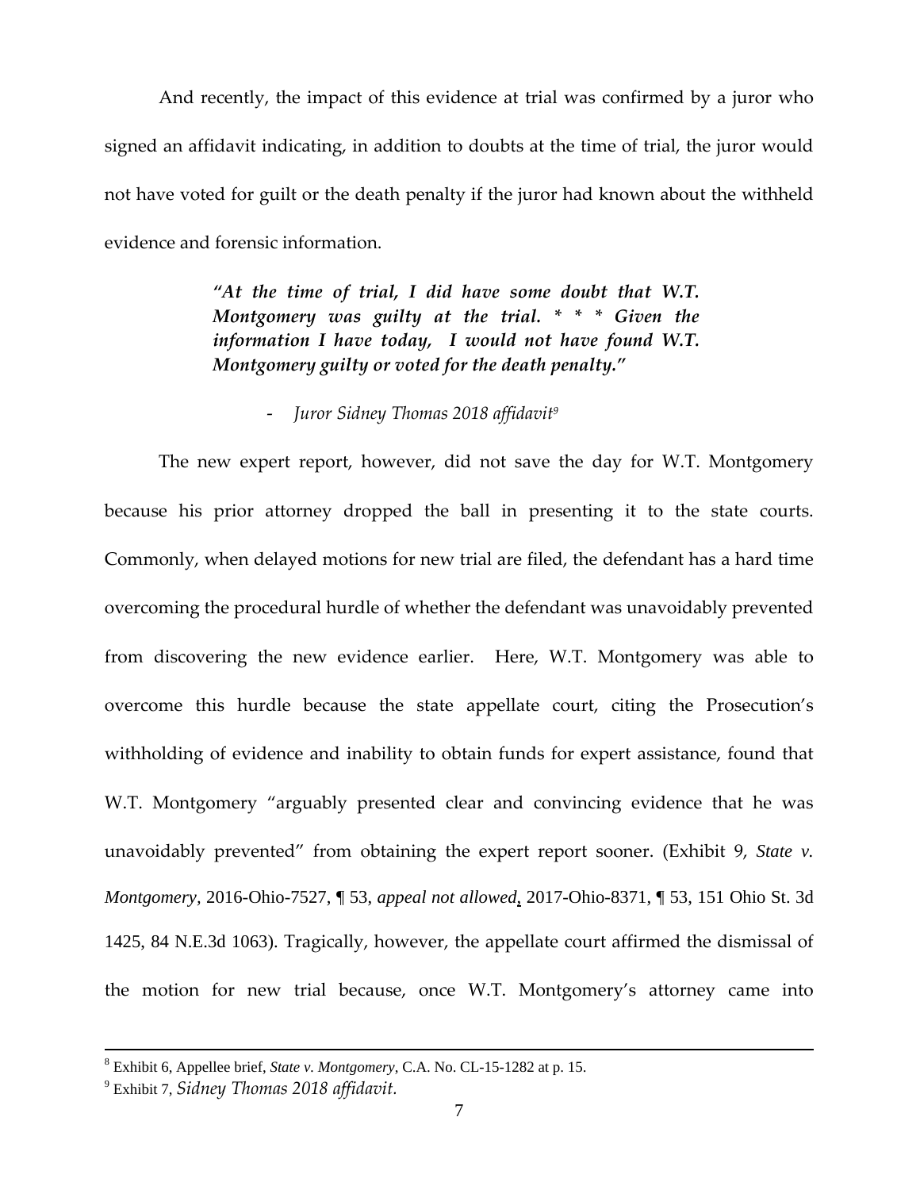And recently, the impact of this evidence at trial was confirmed by a juror who signed an affidavit indicating, in addition to doubts at the time of trial, the juror would not have voted for guilt or the death penalty if the juror had known about the withheld evidence and forensic information.

> ***"At the time of trial, I did have some doubt that W.T. Montgomery was guilty at the trial. * * * Given the information I have today, I would not have found W.T. Montgomery guilty or voted for the death penalty."***
>
> - *Juror Sidney Thomas 2018 affidavit*[9]

The new expert report, however, did not save the day for W.T. Montgomery because his prior attorney dropped the ball in presenting it to the state courts. Commonly, when delayed motions for new trial are filed, the defendant has a hard time overcoming the procedural hurdle of whether the defendant was unavoidably prevented from discovering the new evidence earlier. Here, W.T. Montgomery was able to overcome this hurdle because the state appellate court, citing the Prosecution's withholding of evidence and inability to obtain funds for expert assistance, found that W.T. Montgomery "arguably presented clear and convincing evidence that he was unavoidably prevented" from obtaining the expert report sooner. (Exhibit 9, *State v. Montgomery*, 2016-Ohio-7527, ¶ 53, *appeal not allowed*, 2017-Ohio-8371, ¶ 53, 151 Ohio St. 3d 1425, 84 N.E.3d 1063). Tragically, however, the appellate court affirmed the dismissal of the motion for new trial because, once W.T. Montgomery's attorney came into

---

[8] Exhibit 6, Appellee brief, *State v. Montgomery*, C.A. No. CL-15-1282 at p. 15.

[9] Exhibit 7, *Sidney Thomas 2018 affidavit*.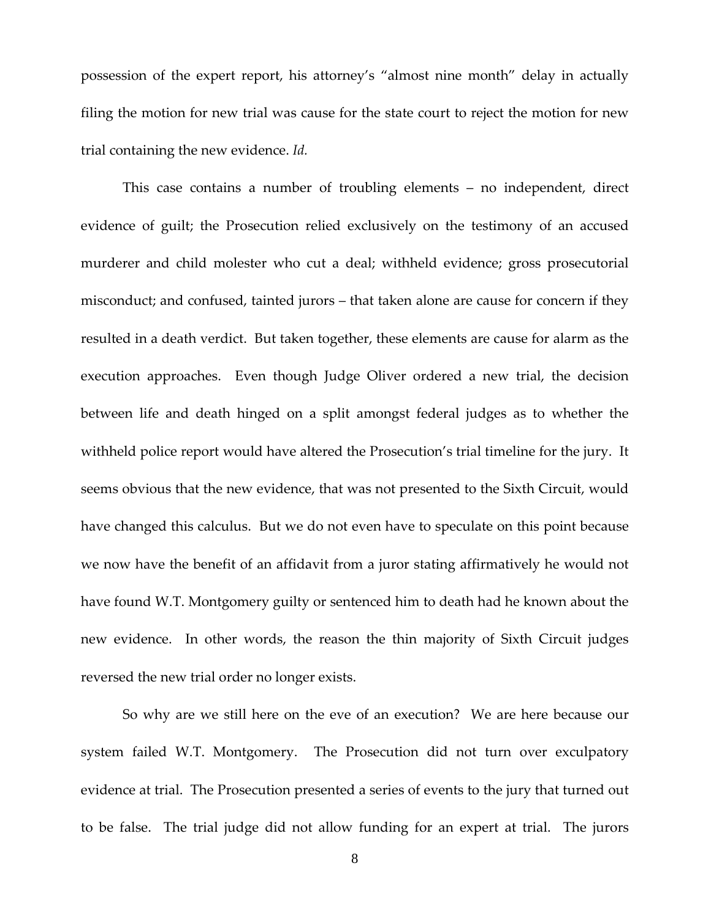possession of the expert report, his attorney's "almost nine month" delay in actually filing the motion for new trial was cause for the state court to reject the motion for new trial containing the new evidence. *Id.*

This case contains a number of troubling elements – no independent, direct evidence of guilt; the Prosecution relied exclusively on the testimony of an accused murderer and child molester who cut a deal; withheld evidence; gross prosecutorial misconduct; and confused, tainted jurors – that taken alone are cause for concern if they resulted in a death verdict. But taken together, these elements are cause for alarm as the execution approaches. Even though Judge Oliver ordered a new trial, the decision between life and death hinged on a split amongst federal judges as to whether the withheld police report would have altered the Prosecution's trial timeline for the jury. It seems obvious that the new evidence, that was not presented to the Sixth Circuit, would have changed this calculus. But we do not even have to speculate on this point because we now have the benefit of an affidavit from a juror stating affirmatively he would not have found W.T. Montgomery guilty or sentenced him to death had he known about the new evidence. In other words, the reason the thin majority of Sixth Circuit judges reversed the new trial order no longer exists.

So why are we still here on the eve of an execution? We are here because our system failed W.T. Montgomery. The Prosecution did not turn over exculpatory evidence at trial. The Prosecution presented a series of events to the jury that turned out to be false. The trial judge did not allow funding for an expert at trial. The jurors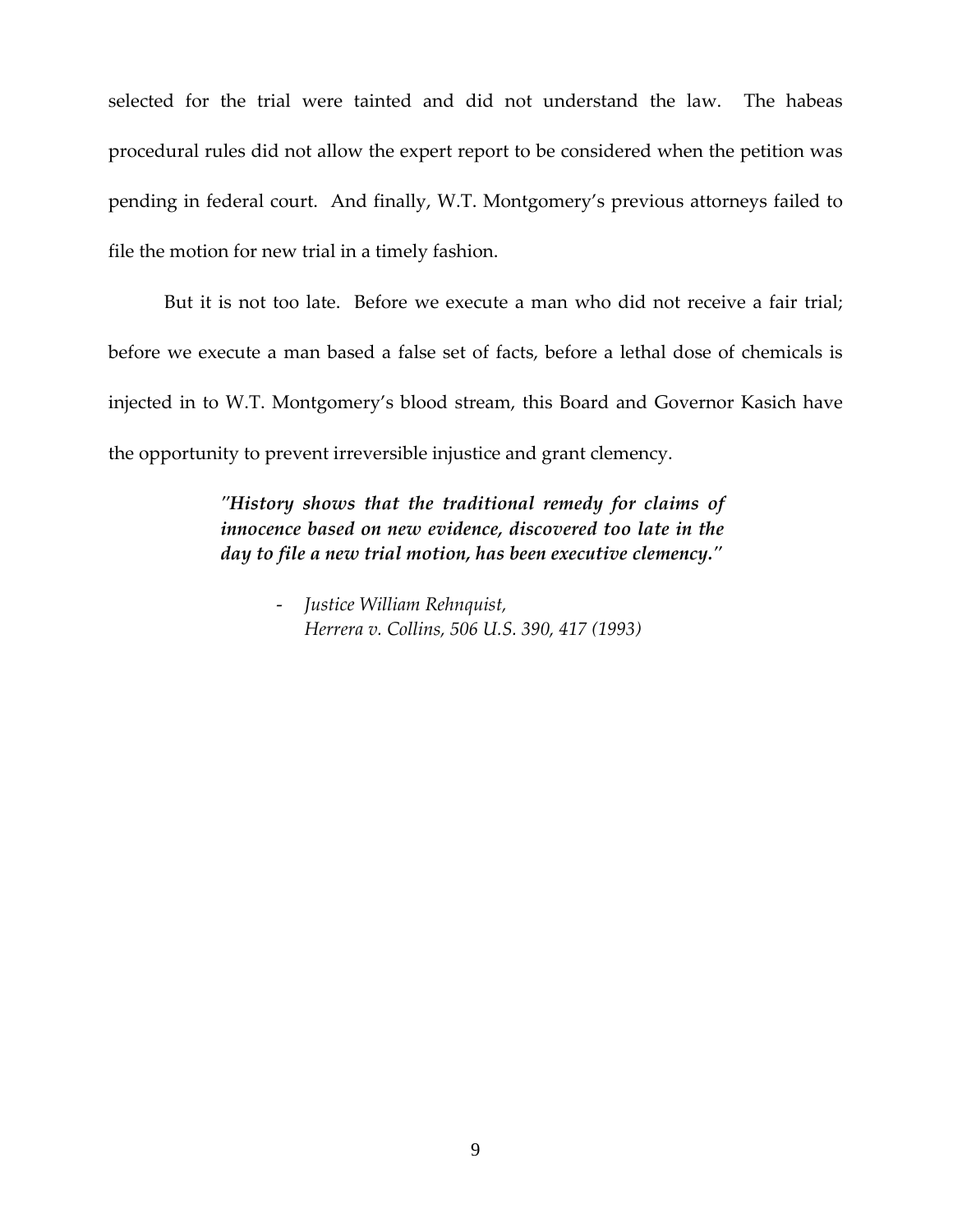selected for the trial were tainted and did not understand the law. The habeas procedural rules did not allow the expert report to be considered when the petition was pending in federal court. And finally, W.T. Montgomery's previous attorneys failed to file the motion for new trial in a timely fashion.

But it is not too late. Before we execute a man who did not receive a fair trial; before we execute a man based a false set of facts, before a lethal dose of chemicals is injected in to W.T. Montgomery's blood stream, this Board and Governor Kasich have the opportunity to prevent irreversible injustice and grant clemency.

> *"**History shows that the traditional remedy for claims of innocence based on new evidence, discovered too late in the day to file a new trial motion, has been executive clemency.**"*
>
> - *Justice William Rehnquist,*
>   *Herrera v. Collins, 506 U.S. 390, 417 (1993)*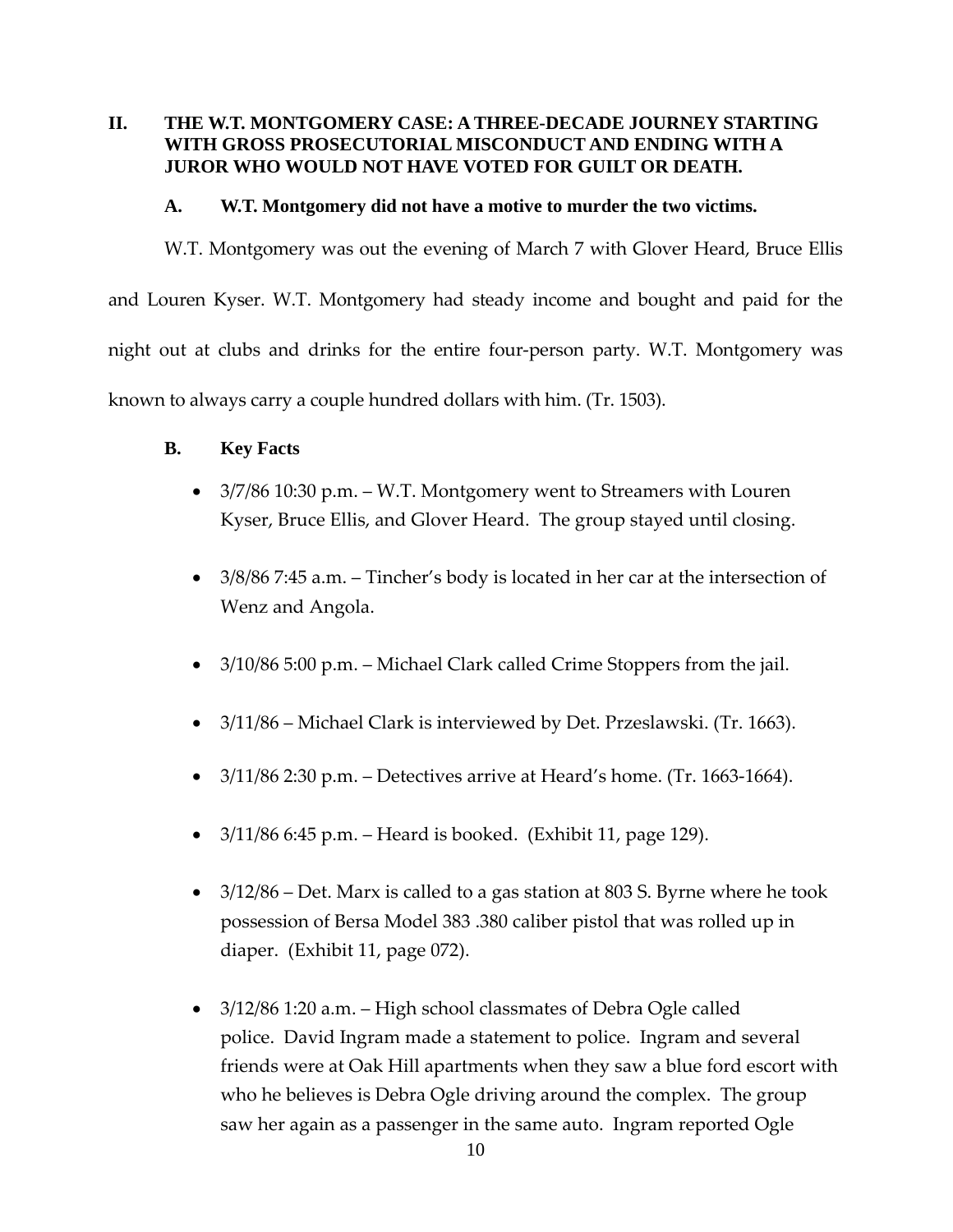## II. THE W.T. MONTGOMERY CASE: A THREE-DECADE JOURNEY STARTING WITH GROSS PROSECUTORIAL MISCONDUCT AND ENDING WITH A JUROR WHO WOULD NOT HAVE VOTED FOR GUILT OR DEATH.

### A. W.T. Montgomery did not have a motive to murder the two victims.

W.T. Montgomery was out the evening of March 7 with Glover Heard, Bruce Ellis and Louren Kyser. W.T. Montgomery had steady income and bought and paid for the night out at clubs and drinks for the entire four-person party. W.T. Montgomery was known to always carry a couple hundred dollars with him. (Tr. 1503).

### B. Key Facts

- 3/7/86 10:30 p.m. – W.T. Montgomery went to Streamers with Louren Kyser, Bruce Ellis, and Glover Heard. The group stayed until closing.
- 3/8/86 7:45 a.m. – Tincher's body is located in her car at the intersection of Wenz and Angola.
- 3/10/86 5:00 p.m. – Michael Clark called Crime Stoppers from the jail.
- 3/11/86 – Michael Clark is interviewed by Det. Przeslawski. (Tr. 1663).
- 3/11/86 2:30 p.m. – Detectives arrive at Heard's home. (Tr. 1663-1664).
- 3/11/86 6:45 p.m. – Heard is booked. (Exhibit 11, page 129).
- 3/12/86 – Det. Marx is called to a gas station at 803 S. Byrne where he took possession of Bersa Model 383 .380 caliber pistol that was rolled up in diaper. (Exhibit 11, page 072).
- 3/12/86 1:20 a.m. – High school classmates of Debra Ogle called police. David Ingram made a statement to police. Ingram and several friends were at Oak Hill apartments when they saw a blue ford escort with who he believes is Debra Ogle driving around the complex. The group saw her again as a passenger in the same auto. Ingram reported Ogle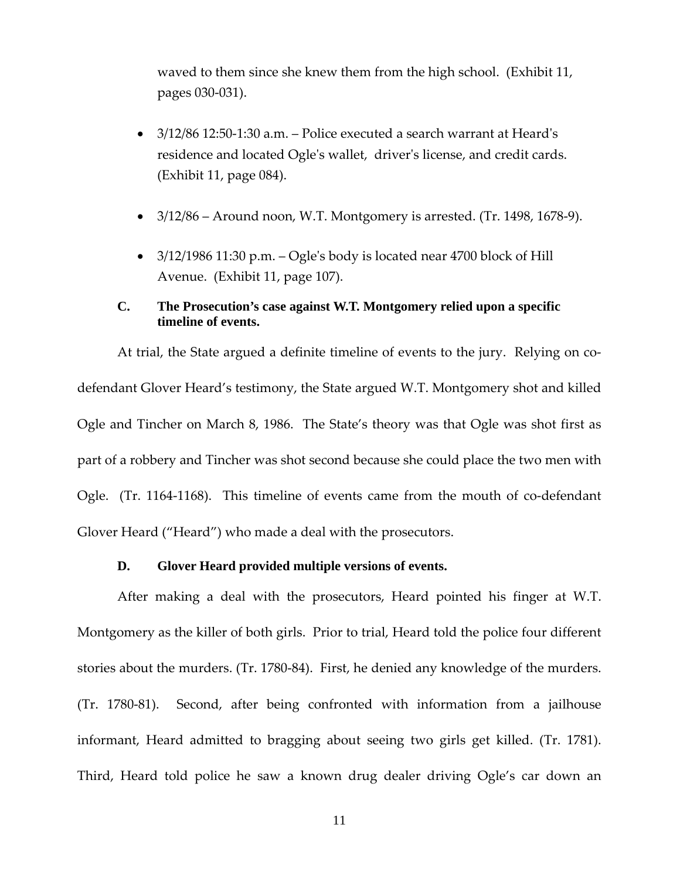waved to them since she knew them from the high school. (Exhibit 11, pages 030-031).

- 3/12/86 12:50-1:30 a.m. – Police executed a search warrant at Heard's residence and located Ogle's wallet, driver's license, and credit cards. (Exhibit 11, page 084).
- 3/12/86 – Around noon, W.T. Montgomery is arrested. (Tr. 1498, 1678-9).
- 3/12/1986 11:30 p.m. – Ogle's body is located near 4700 block of Hill Avenue. (Exhibit 11, page 107).

### C. The Prosecution's case against W.T. Montgomery relied upon a specific timeline of events.

At trial, the State argued a definite timeline of events to the jury. Relying on co-defendant Glover Heard's testimony, the State argued W.T. Montgomery shot and killed Ogle and Tincher on March 8, 1986. The State's theory was that Ogle was shot first as part of a robbery and Tincher was shot second because she could place the two men with Ogle. (Tr. 1164-1168). This timeline of events came from the mouth of co-defendant Glover Heard ("Heard") who made a deal with the prosecutors.

### D. Glover Heard provided multiple versions of events.

After making a deal with the prosecutors, Heard pointed his finger at W.T. Montgomery as the killer of both girls. Prior to trial, Heard told the police four different stories about the murders. (Tr. 1780-84). First, he denied any knowledge of the murders. (Tr. 1780-81). Second, after being confronted with information from a jailhouse informant, Heard admitted to bragging about seeing two girls get killed. (Tr. 1781). Third, Heard told police he saw a known drug dealer driving Ogle's car down an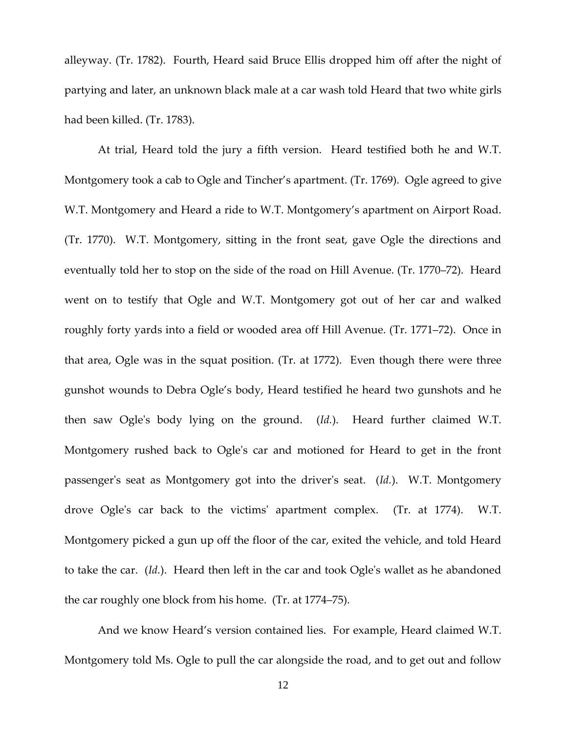alleyway. (Tr. 1782). Fourth, Heard said Bruce Ellis dropped him off after the night of partying and later, an unknown black male at a car wash told Heard that two white girls had been killed. (Tr. 1783).

At trial, Heard told the jury a fifth version. Heard testified both he and W.T. Montgomery took a cab to Ogle and Tincher's apartment. (Tr. 1769). Ogle agreed to give W.T. Montgomery and Heard a ride to W.T. Montgomery's apartment on Airport Road. (Tr. 1770). W.T. Montgomery, sitting in the front seat, gave Ogle the directions and eventually told her to stop on the side of the road on Hill Avenue. (Tr. 1770–72). Heard went on to testify that Ogle and W.T. Montgomery got out of her car and walked roughly forty yards into a field or wooded area off Hill Avenue. (Tr. 1771–72). Once in that area, Ogle was in the squat position. (Tr. at 1772). Even though there were three gunshot wounds to Debra Ogle's body, Heard testified he heard two gunshots and he then saw Ogle's body lying on the ground. (*Id.*). Heard further claimed W.T. Montgomery rushed back to Ogle's car and motioned for Heard to get in the front passenger's seat as Montgomery got into the driver's seat. (*Id.*). W.T. Montgomery drove Ogle's car back to the victims' apartment complex. (Tr. at 1774). W.T. Montgomery picked a gun up off the floor of the car, exited the vehicle, and told Heard to take the car. (*Id.*). Heard then left in the car and took Ogle's wallet as he abandoned the car roughly one block from his home. (Tr. at 1774–75).

And we know Heard's version contained lies. For example, Heard claimed W.T. Montgomery told Ms. Ogle to pull the car alongside the road, and to get out and follow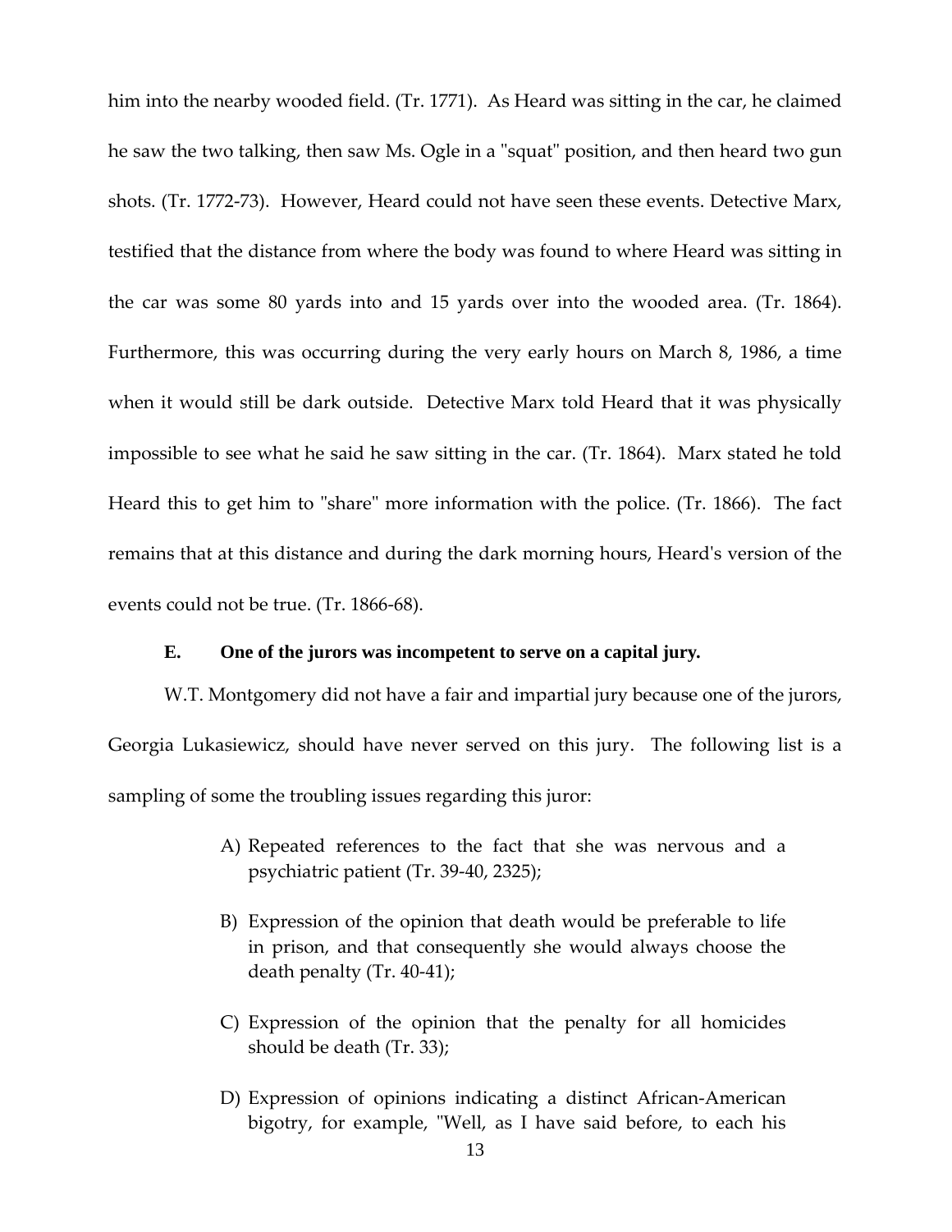him into the nearby wooded field. (Tr. 1771). As Heard was sitting in the car, he claimed he saw the two talking, then saw Ms. Ogle in a "squat" position, and then heard two gun shots. (Tr. 1772-73). However, Heard could not have seen these events. Detective Marx, testified that the distance from where the body was found to where Heard was sitting in the car was some 80 yards into and 15 yards over into the wooded area. (Tr. 1864). Furthermore, this was occurring during the very early hours on March 8, 1986, a time when it would still be dark outside. Detective Marx told Heard that it was physically impossible to see what he said he saw sitting in the car. (Tr. 1864). Marx stated he told Heard this to get him to "share" more information with the police. (Tr. 1866). The fact remains that at this distance and during the dark morning hours, Heard's version of the events could not be true. (Tr. 1866-68).

**E. One of the jurors was incompetent to serve on a capital jury.**

W.T. Montgomery did not have a fair and impartial jury because one of the jurors, Georgia Lukasiewicz, should have never served on this jury. The following list is a sampling of some the troubling issues regarding this juror:

A) Repeated references to the fact that she was nervous and a psychiatric patient (Tr. 39-40, 2325);

B) Expression of the opinion that death would be preferable to life in prison, and that consequently she would always choose the death penalty (Tr. 40-41);

C) Expression of the opinion that the penalty for all homicides should be death (Tr. 33);

D) Expression of opinions indicating a distinct African-American bigotry, for example, "Well, as I have said before, to each his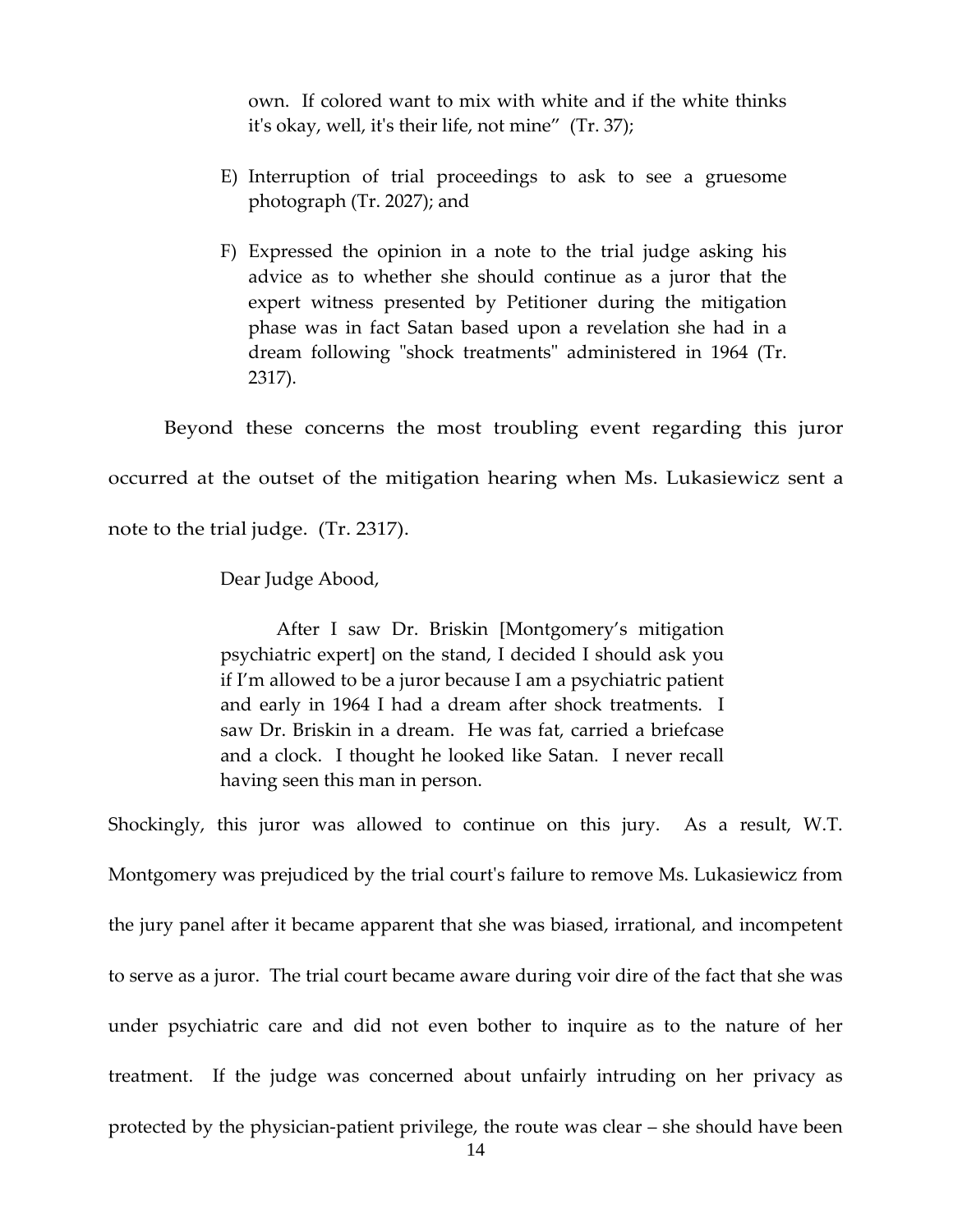own. If colored want to mix with white and if the white thinks it's okay, well, it's their life, not mine" (Tr. 37);

E) Interruption of trial proceedings to ask to see a gruesome photograph (Tr. 2027); and

F) Expressed the opinion in a note to the trial judge asking his advice as to whether she should continue as a juror that the expert witness presented by Petitioner during the mitigation phase was in fact Satan based upon a revelation she had in a dream following "shock treatments" administered in 1964 (Tr. 2317).

Beyond these concerns the most troubling event regarding this juror occurred at the outset of the mitigation hearing when Ms. Lukasiewicz sent a note to the trial judge. (Tr. 2317).

> Dear Judge Abood,
>
> After I saw Dr. Briskin [Montgomery's mitigation psychiatric expert] on the stand, I decided I should ask you if I'm allowed to be a juror because I am a psychiatric patient and early in 1964 I had a dream after shock treatments. I saw Dr. Briskin in a dream. He was fat, carried a briefcase and a clock. I thought he looked like Satan. I never recall having seen this man in person.

Shockingly, this juror was allowed to continue on this jury. As a result, W.T. Montgomery was prejudiced by the trial court's failure to remove Ms. Lukasiewicz from the jury panel after it became apparent that she was biased, irrational, and incompetent to serve as a juror. The trial court became aware during voir dire of the fact that she was under psychiatric care and did not even bother to inquire as to the nature of her treatment. If the judge was concerned about unfairly intruding on her privacy as protected by the physician-patient privilege, the route was clear – she should have been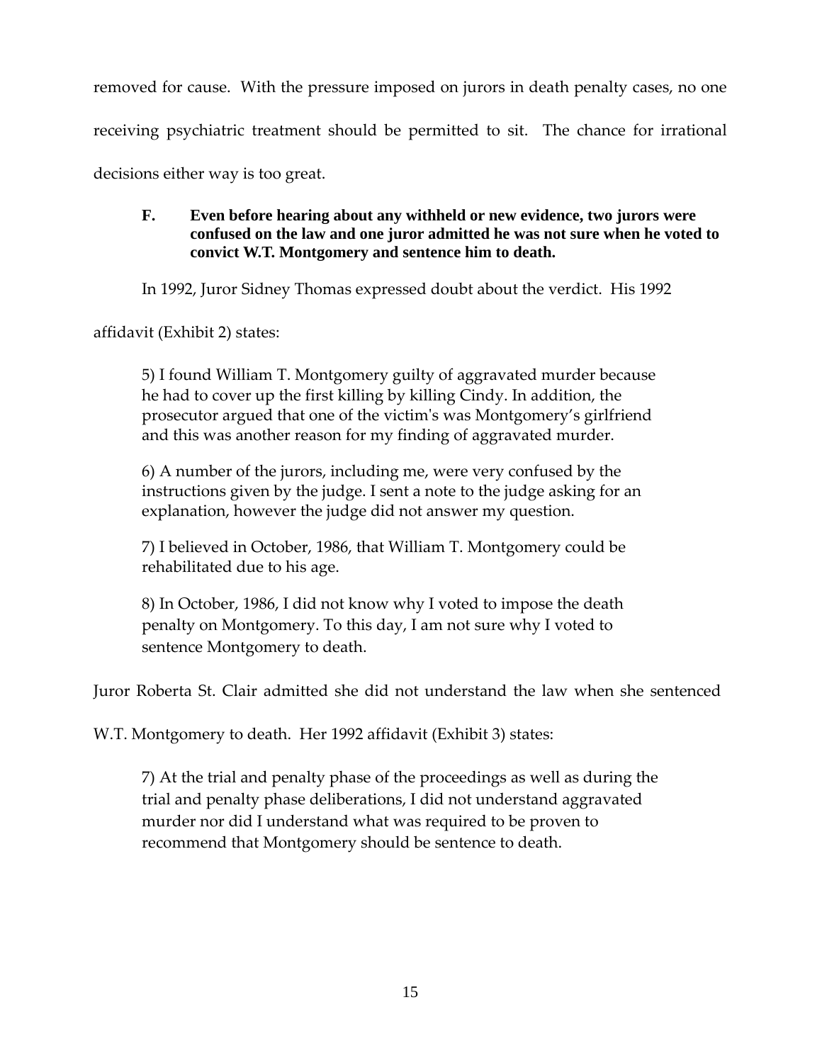removed for cause. With the pressure imposed on jurors in death penalty cases, no one receiving psychiatric treatment should be permitted to sit. The chance for irrational decisions either way is too great.

**F. Even before hearing about any withheld or new evidence, two jurors were confused on the law and one juror admitted he was not sure when he voted to convict W.T. Montgomery and sentence him to death.**

In 1992, Juror Sidney Thomas expressed doubt about the verdict. His 1992 affidavit (Exhibit 2) states:

> 5) I found William T. Montgomery guilty of aggravated murder because he had to cover up the first killing by killing Cindy. In addition, the prosecutor argued that one of the victim's was Montgomery's girlfriend and this was another reason for my finding of aggravated murder.
>
> 6) A number of the jurors, including me, were very confused by the instructions given by the judge. I sent a note to the judge asking for an explanation, however the judge did not answer my question.
>
> 7) I believed in October, 1986, that William T. Montgomery could be rehabilitated due to his age.
>
> 8) In October, 1986, I did not know why I voted to impose the death penalty on Montgomery. To this day, I am not sure why I voted to sentence Montgomery to death.

Juror Roberta St. Clair admitted she did not understand the law when she sentenced W.T. Montgomery to death. Her 1992 affidavit (Exhibit 3) states:

> 7) At the trial and penalty phase of the proceedings as well as during the trial and penalty phase deliberations, I did not understand aggravated murder nor did I understand what was required to be proven to recommend that Montgomery should be sentence to death.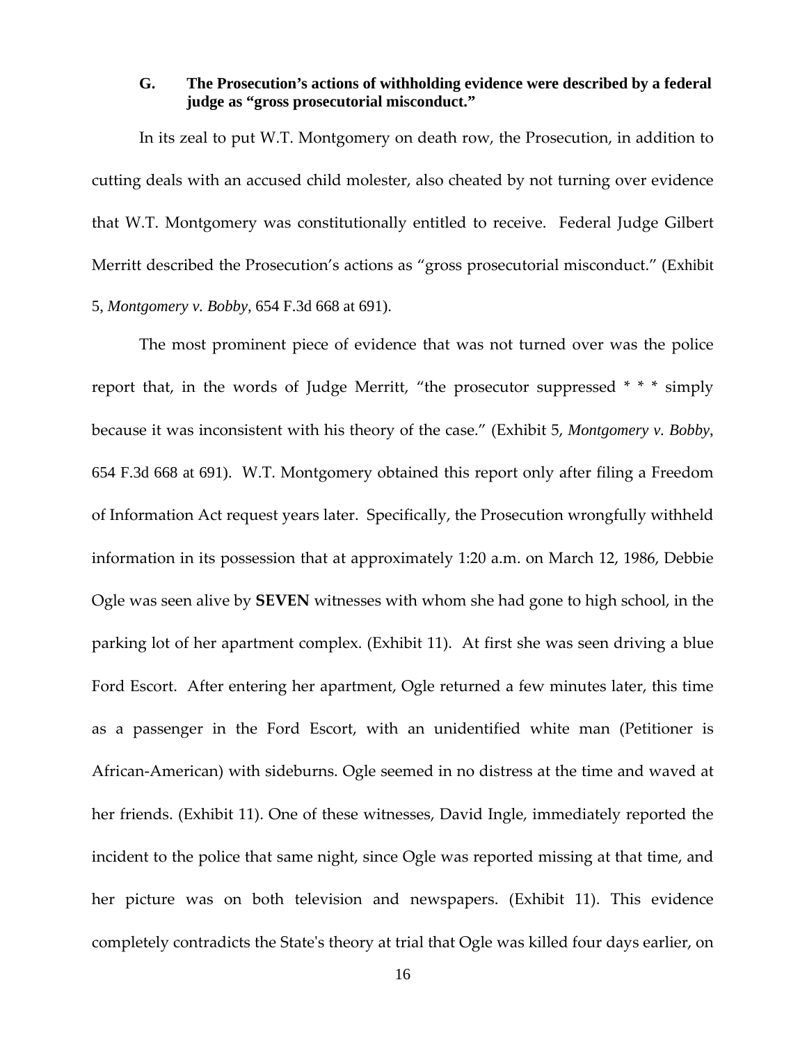**G. The Prosecution's actions of withholding evidence were described by a federal judge as "gross prosecutorial misconduct."**

In its zeal to put W.T. Montgomery on death row, the Prosecution, in addition to cutting deals with an accused child molester, also cheated by not turning over evidence that W.T. Montgomery was constitutionally entitled to receive. Federal Judge Gilbert Merritt described the Prosecution's actions as "gross prosecutorial misconduct." (Exhibit 5, *Montgomery v. Bobby*, 654 F.3d 668 at 691).

The most prominent piece of evidence that was not turned over was the police report that, in the words of Judge Merritt, "the prosecutor suppressed * * * simply because it was inconsistent with his theory of the case." (Exhibit 5, *Montgomery v. Bobby*, 654 F.3d 668 at 691). W.T. Montgomery obtained this report only after filing a Freedom of Information Act request years later. Specifically, the Prosecution wrongfully withheld information in its possession that at approximately 1:20 a.m. on March 12, 1986, Debbie Ogle was seen alive by **SEVEN** witnesses with whom she had gone to high school, in the parking lot of her apartment complex. (Exhibit 11). At first she was seen driving a blue Ford Escort. After entering her apartment, Ogle returned a few minutes later, this time as a passenger in the Ford Escort, with an unidentified white man (Petitioner is African-American) with sideburns. Ogle seemed in no distress at the time and waved at her friends. (Exhibit 11). One of these witnesses, David Ingle, immediately reported the incident to the police that same night, since Ogle was reported missing at that time, and her picture was on both television and newspapers. (Exhibit 11). This evidence completely contradicts the State's theory at trial that Ogle was killed four days earlier, on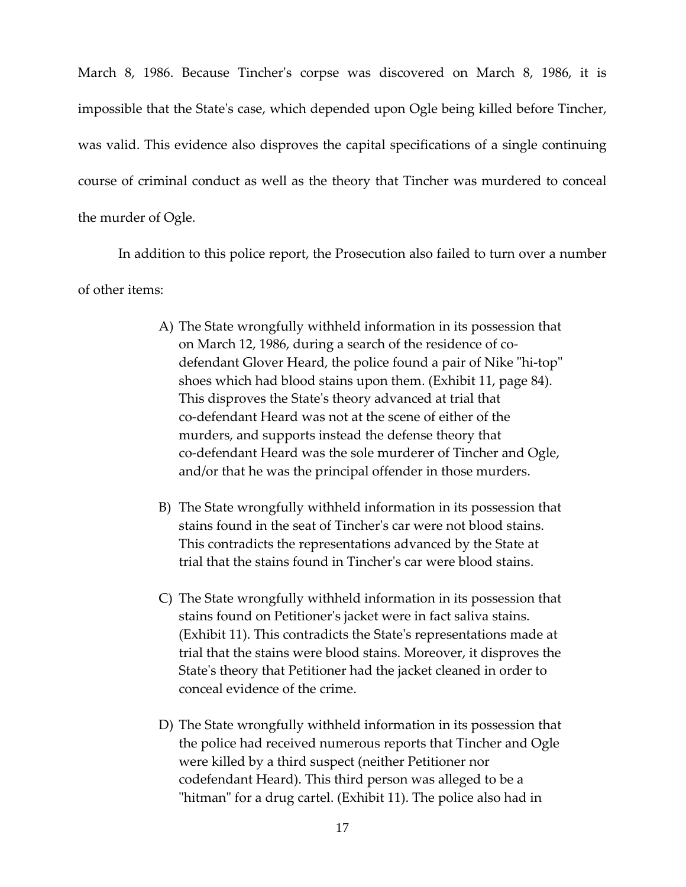March 8, 1986. Because Tincher's corpse was discovered on March 8, 1986, it is impossible that the State's case, which depended upon Ogle being killed before Tincher, was valid. This evidence also disproves the capital specifications of a single continuing course of criminal conduct as well as the theory that Tincher was murdered to conceal the murder of Ogle.

In addition to this police report, the Prosecution also failed to turn over a number of other items:

A) The State wrongfully withheld information in its possession that on March 12, 1986, during a search of the residence of co-defendant Glover Heard, the police found a pair of Nike "hi-top" shoes which had blood stains upon them. (Exhibit 11, page 84). This disproves the State's theory advanced at trial that co-defendant Heard was not at the scene of either of the murders, and supports instead the defense theory that co-defendant Heard was the sole murderer of Tincher and Ogle, and/or that he was the principal offender in those murders.

B) The State wrongfully withheld information in its possession that stains found in the seat of Tincher's car were not blood stains. This contradicts the representations advanced by the State at trial that the stains found in Tincher's car were blood stains.

C) The State wrongfully withheld information in its possession that stains found on Petitioner's jacket were in fact saliva stains. (Exhibit 11). This contradicts the State's representations made at trial that the stains were blood stains. Moreover, it disproves the State's theory that Petitioner had the jacket cleaned in order to conceal evidence of the crime.

D) The State wrongfully withheld information in its possession that the police had received numerous reports that Tincher and Ogle were killed by a third suspect (neither Petitioner nor codefendant Heard). This third person was alleged to be a "hitman" for a drug cartel. (Exhibit 11). The police also had in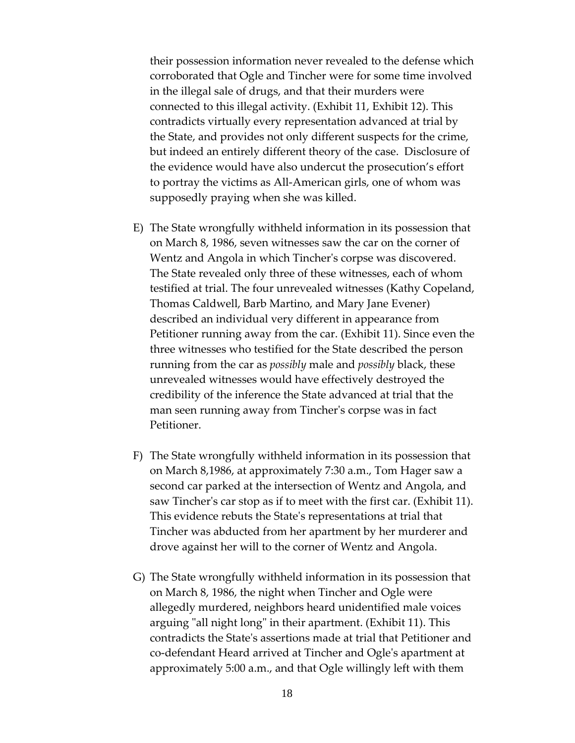their possession information never revealed to the defense which corroborated that Ogle and Tincher were for some time involved in the illegal sale of drugs, and that their murders were connected to this illegal activity. (Exhibit 11, Exhibit 12). This contradicts virtually every representation advanced at trial by the State, and provides not only different suspects for the crime, but indeed an entirely different theory of the case. Disclosure of the evidence would have also undercut the prosecution's effort to portray the victims as All-American girls, one of whom was supposedly praying when she was killed.

E) The State wrongfully withheld information in its possession that on March 8, 1986, seven witnesses saw the car on the corner of Wentz and Angola in which Tincher's corpse was discovered. The State revealed only three of these witnesses, each of whom testified at trial. The four unrevealed witnesses (Kathy Copeland, Thomas Caldwell, Barb Martino, and Mary Jane Evener) described an individual very different in appearance from Petitioner running away from the car. (Exhibit 11). Since even the three witnesses who testified for the State described the person running from the car as *possibly* male and *possibly* black, these unrevealed witnesses would have effectively destroyed the credibility of the inference the State advanced at trial that the man seen running away from Tincher's corpse was in fact Petitioner.

F) The State wrongfully withheld information in its possession that on March 8,1986, at approximately 7:30 a.m., Tom Hager saw a second car parked at the intersection of Wentz and Angola, and saw Tincher's car stop as if to meet with the first car. (Exhibit 11). This evidence rebuts the State's representations at trial that Tincher was abducted from her apartment by her murderer and drove against her will to the corner of Wentz and Angola.

G) The State wrongfully withheld information in its possession that on March 8, 1986, the night when Tincher and Ogle were allegedly murdered, neighbors heard unidentified male voices arguing "all night long" in their apartment. (Exhibit 11). This contradicts the State's assertions made at trial that Petitioner and co-defendant Heard arrived at Tincher and Ogle's apartment at approximately 5:00 a.m., and that Ogle willingly left with them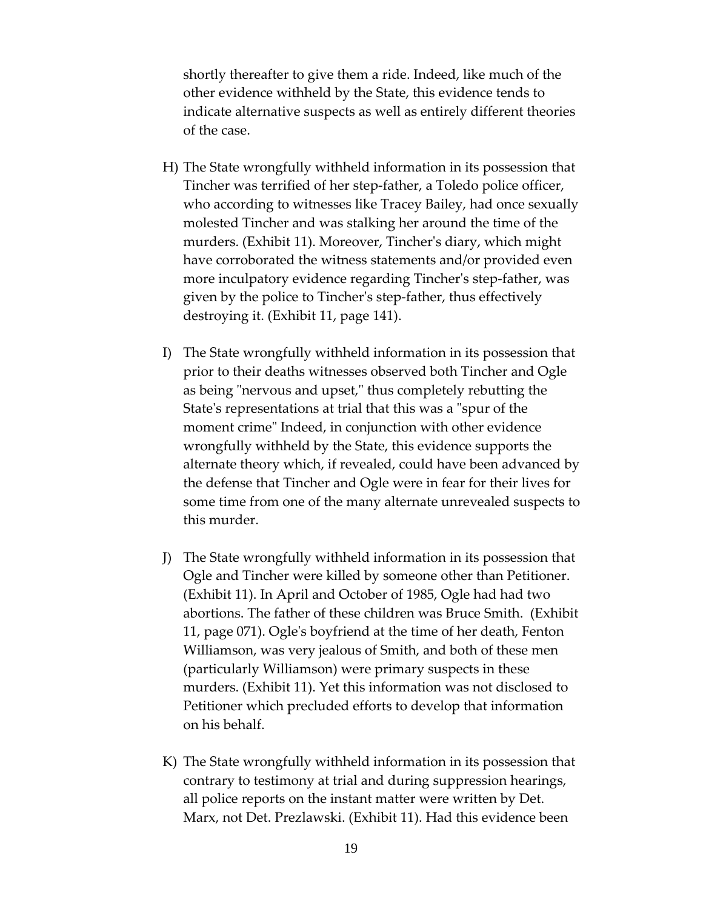shortly thereafter to give them a ride. Indeed, like much of the other evidence withheld by the State, this evidence tends to indicate alternative suspects as well as entirely different theories of the case.

H) The State wrongfully withheld information in its possession that Tincher was terrified of her step-father, a Toledo police officer, who according to witnesses like Tracey Bailey, had once sexually molested Tincher and was stalking her around the time of the murders. (Exhibit 11). Moreover, Tincher's diary, which might have corroborated the witness statements and/or provided even more inculpatory evidence regarding Tincher's step-father, was given by the police to Tincher's step-father, thus effectively destroying it. (Exhibit 11, page 141).

I) The State wrongfully withheld information in its possession that prior to their deaths witnesses observed both Tincher and Ogle as being "nervous and upset," thus completely rebutting the State's representations at trial that this was a "spur of the moment crime" Indeed, in conjunction with other evidence wrongfully withheld by the State, this evidence supports the alternate theory which, if revealed, could have been advanced by the defense that Tincher and Ogle were in fear for their lives for some time from one of the many alternate unrevealed suspects to this murder.

J) The State wrongfully withheld information in its possession that Ogle and Tincher were killed by someone other than Petitioner. (Exhibit 11). In April and October of 1985, Ogle had had two abortions. The father of these children was Bruce Smith. (Exhibit 11, page 071). Ogle's boyfriend at the time of her death, Fenton Williamson, was very jealous of Smith, and both of these men (particularly Williamson) were primary suspects in these murders. (Exhibit 11). Yet this information was not disclosed to Petitioner which precluded efforts to develop that information on his behalf.

K) The State wrongfully withheld information in its possession that contrary to testimony at trial and during suppression hearings, all police reports on the instant matter were written by Det. Marx, not Det. Prezlawski. (Exhibit 11). Had this evidence been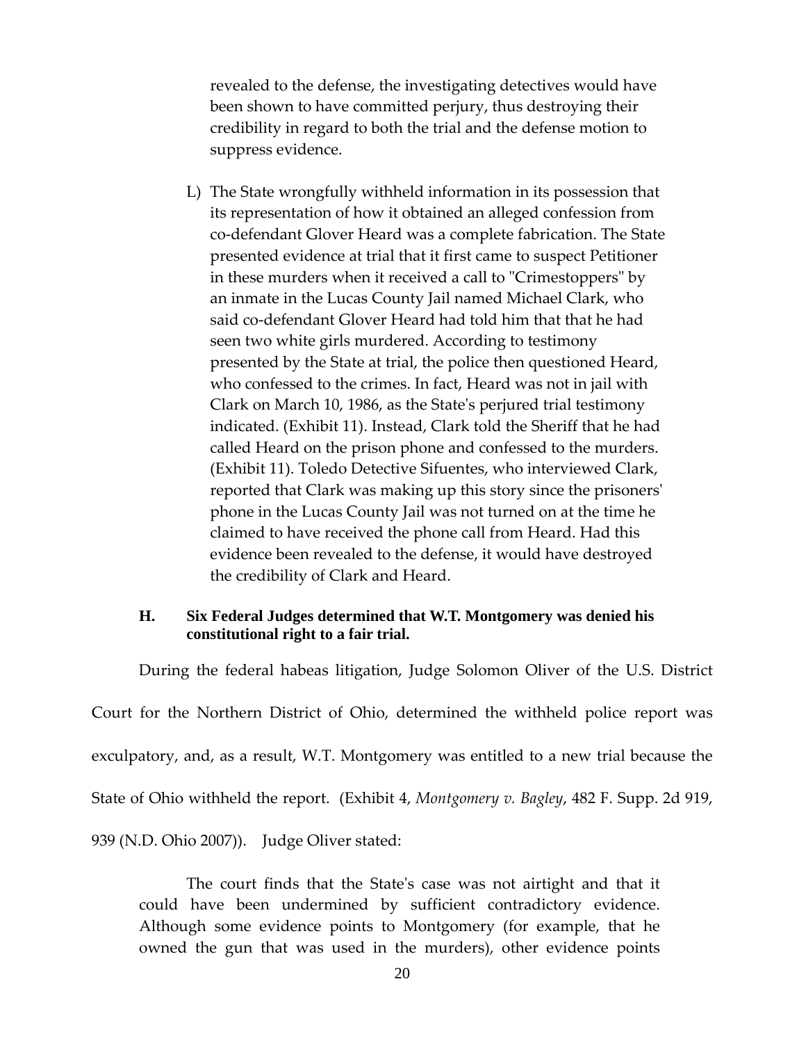revealed to the defense, the investigating detectives would have been shown to have committed perjury, thus destroying their credibility in regard to both the trial and the defense motion to suppress evidence.

L) The State wrongfully withheld information in its possession that its representation of how it obtained an alleged confession from co-defendant Glover Heard was a complete fabrication. The State presented evidence at trial that it first came to suspect Petitioner in these murders when it received a call to "Crimestoppers" by an inmate in the Lucas County Jail named Michael Clark, who said co-defendant Glover Heard had told him that that he had seen two white girls murdered. According to testimony presented by the State at trial, the police then questioned Heard, who confessed to the crimes. In fact, Heard was not in jail with Clark on March 10, 1986, as the State's perjured trial testimony indicated. (Exhibit 11). Instead, Clark told the Sheriff that he had called Heard on the prison phone and confessed to the murders. (Exhibit 11). Toledo Detective Sifuentes, who interviewed Clark, reported that Clark was making up this story since the prisoners' phone in the Lucas County Jail was not turned on at the time he claimed to have received the phone call from Heard. Had this evidence been revealed to the defense, it would have destroyed the credibility of Clark and Heard.

### H. Six Federal Judges determined that W.T. Montgomery was denied his constitutional right to a fair trial.

During the federal habeas litigation, Judge Solomon Oliver of the U.S. District Court for the Northern District of Ohio, determined the withheld police report was exculpatory, and, as a result, W.T. Montgomery was entitled to a new trial because the State of Ohio withheld the report. (Exhibit 4, *Montgomery v. Bagley*, 482 F. Supp. 2d 919, 939 (N.D. Ohio 2007)). Judge Oliver stated:

> The court finds that the State's case was not airtight and that it could have been undermined by sufficient contradictory evidence. Although some evidence points to Montgomery (for example, that he owned the gun that was used in the murders), other evidence points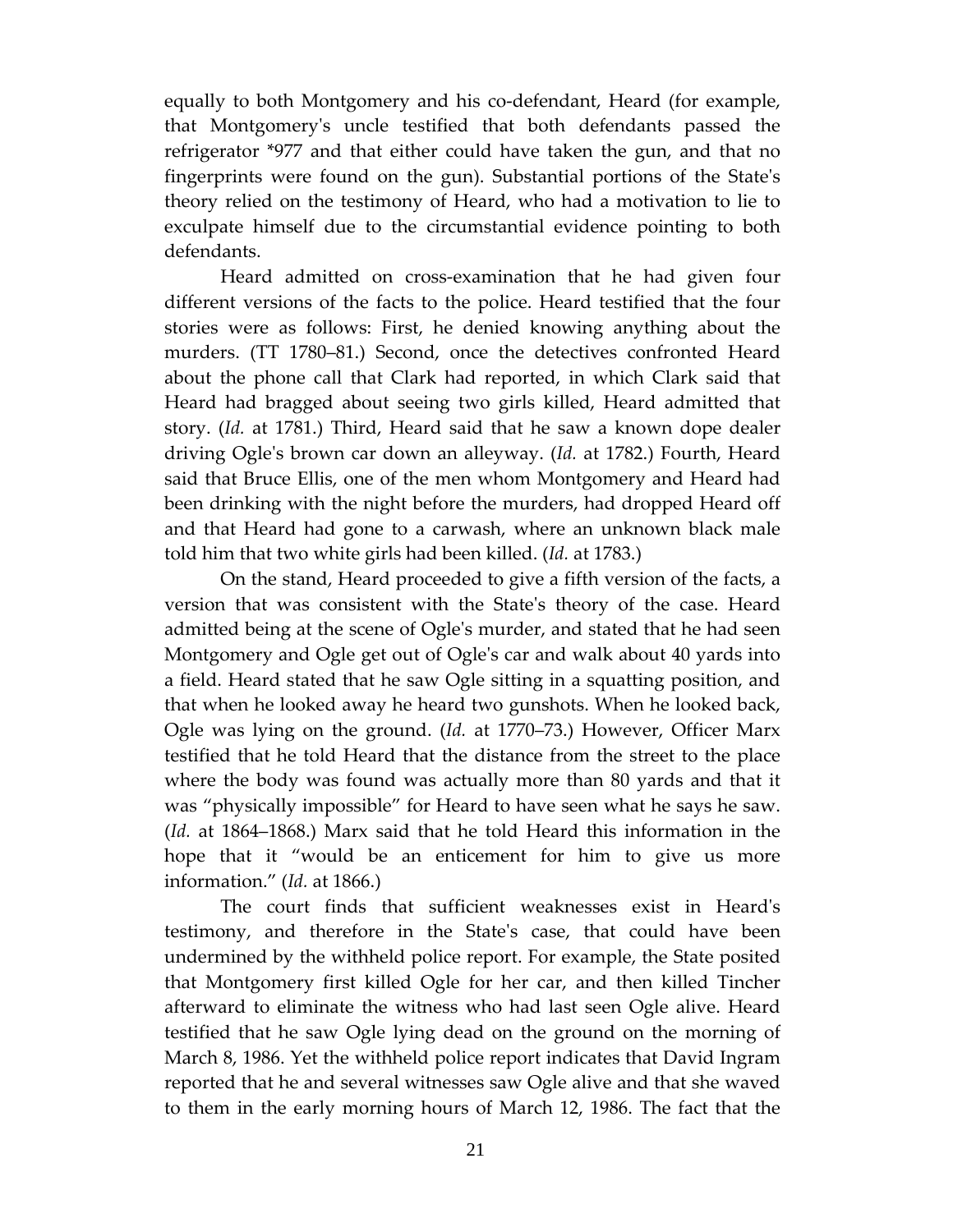equally to both Montgomery and his co-defendant, Heard (for example, that Montgomery's uncle testified that both defendants passed the refrigerator *977 and that either could have taken the gun, and that no fingerprints were found on the gun). Substantial portions of the State's theory relied on the testimony of Heard, who had a motivation to lie to exculpate himself due to the circumstantial evidence pointing to both defendants.

Heard admitted on cross-examination that he had given four different versions of the facts to the police. Heard testified that the four stories were as follows: First, he denied knowing anything about the murders. (TT 1780–81.) Second, once the detectives confronted Heard about the phone call that Clark had reported, in which Clark said that Heard had bragged about seeing two girls killed, Heard admitted that story. (*Id.* at 1781.) Third, Heard said that he saw a known dope dealer driving Ogle's brown car down an alleyway. (*Id.* at 1782.) Fourth, Heard said that Bruce Ellis, one of the men whom Montgomery and Heard had been drinking with the night before the murders, had dropped Heard off and that Heard had gone to a carwash, where an unknown black male told him that two white girls had been killed. (*Id.* at 1783.)

On the stand, Heard proceeded to give a fifth version of the facts, a version that was consistent with the State's theory of the case. Heard admitted being at the scene of Ogle's murder, and stated that he had seen Montgomery and Ogle get out of Ogle's car and walk about 40 yards into a field. Heard stated that he saw Ogle sitting in a squatting position, and that when he looked away he heard two gunshots. When he looked back, Ogle was lying on the ground. (*Id.* at 1770–73.) However, Officer Marx testified that he told Heard that the distance from the street to the place where the body was found was actually more than 80 yards and that it was "physically impossible" for Heard to have seen what he says he saw. (*Id.* at 1864–1868.) Marx said that he told Heard this information in the hope that it "would be an enticement for him to give us more information." (*Id.* at 1866.)

The court finds that sufficient weaknesses exist in Heard's testimony, and therefore in the State's case, that could have been undermined by the withheld police report. For example, the State posited that Montgomery first killed Ogle for her car, and then killed Tincher afterward to eliminate the witness who had last seen Ogle alive. Heard testified that he saw Ogle lying dead on the ground on the morning of March 8, 1986. Yet the withheld police report indicates that David Ingram reported that he and several witnesses saw Ogle alive and that she waved to them in the early morning hours of March 12, 1986. The fact that the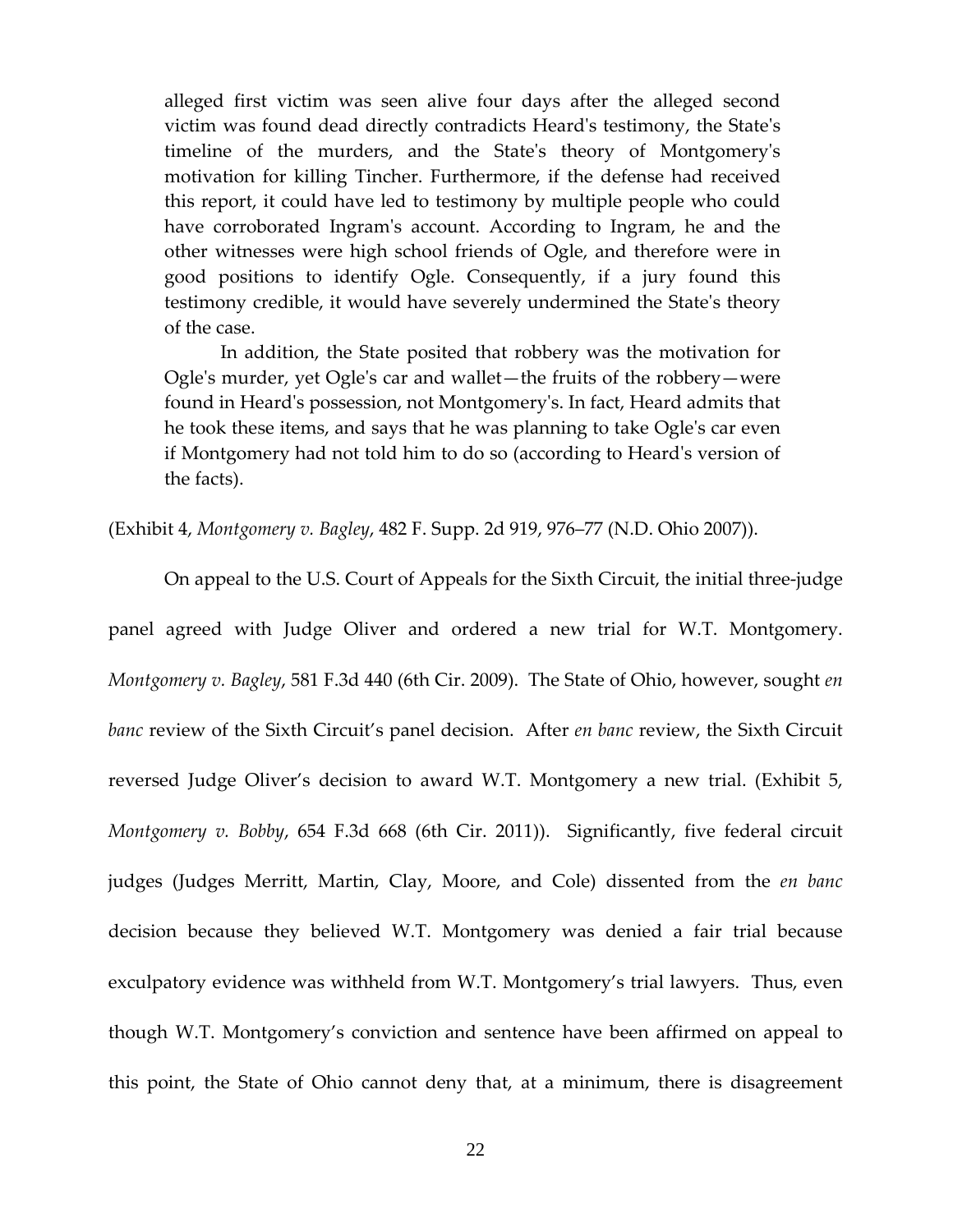> alleged first victim was seen alive four days after the alleged second victim was found dead directly contradicts Heard's testimony, the State's timeline of the murders, and the State's theory of Montgomery's motivation for killing Tincher. Furthermore, if the defense had received this report, it could have led to testimony by multiple people who could have corroborated Ingram's account. According to Ingram, he and the other witnesses were high school friends of Ogle, and therefore were in good positions to identify Ogle. Consequently, if a jury found this testimony credible, it would have severely undermined the State's theory of the case.
>
> In addition, the State posited that robbery was the motivation for Ogle's murder, yet Ogle's car and wallet—the fruits of the robbery—were found in Heard's possession, not Montgomery's. In fact, Heard admits that he took these items, and says that he was planning to take Ogle's car even if Montgomery had not told him to do so (according to Heard's version of the facts).

(Exhibit 4, *Montgomery v. Bagley*, 482 F. Supp. 2d 919, 976–77 (N.D. Ohio 2007)).

On appeal to the U.S. Court of Appeals for the Sixth Circuit, the initial three-judge panel agreed with Judge Oliver and ordered a new trial for W.T. Montgomery. *Montgomery v. Bagley*, 581 F.3d 440 (6th Cir. 2009). The State of Ohio, however, sought *en banc* review of the Sixth Circuit's panel decision. After *en banc* review, the Sixth Circuit reversed Judge Oliver's decision to award W.T. Montgomery a new trial. (Exhibit 5, *Montgomery v. Bobby*, 654 F.3d 668 (6th Cir. 2011)). Significantly, five federal circuit judges (Judges Merritt, Martin, Clay, Moore, and Cole) dissented from the *en banc* decision because they believed W.T. Montgomery was denied a fair trial because exculpatory evidence was withheld from W.T. Montgomery's trial lawyers. Thus, even though W.T. Montgomery's conviction and sentence have been affirmed on appeal to this point, the State of Ohio cannot deny that, at a minimum, there is disagreement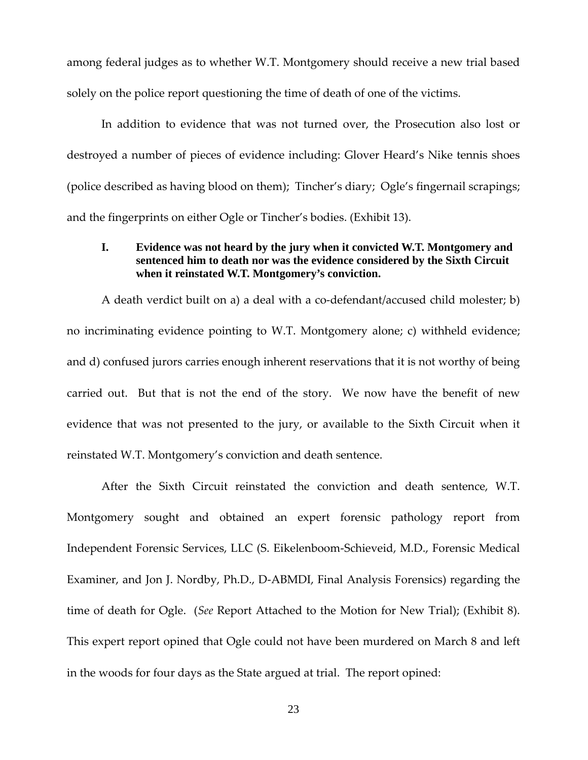among federal judges as to whether W.T. Montgomery should receive a new trial based solely on the police report questioning the time of death of one of the victims.

In addition to evidence that was not turned over, the Prosecution also lost or destroyed a number of pieces of evidence including: Glover Heard's Nike tennis shoes (police described as having blood on them); Tincher's diary; Ogle's fingernail scrapings; and the fingerprints on either Ogle or Tincher's bodies. (Exhibit 13).

### I. Evidence was not heard by the jury when it convicted W.T. Montgomery and sentenced him to death nor was the evidence considered by the Sixth Circuit when it reinstated W.T. Montgomery's conviction.

A death verdict built on a) a deal with a co-defendant/accused child molester; b) no incriminating evidence pointing to W.T. Montgomery alone; c) withheld evidence; and d) confused jurors carries enough inherent reservations that it is not worthy of being carried out. But that is not the end of the story. We now have the benefit of new evidence that was not presented to the jury, or available to the Sixth Circuit when it reinstated W.T. Montgomery's conviction and death sentence.

After the Sixth Circuit reinstated the conviction and death sentence, W.T. Montgomery sought and obtained an expert forensic pathology report from Independent Forensic Services, LLC (S. Eikelenboom-Schieveid, M.D., Forensic Medical Examiner, and Jon J. Nordby, Ph.D., D-ABMDI, Final Analysis Forensics) regarding the time of death for Ogle. (*See* Report Attached to the Motion for New Trial); (Exhibit 8). This expert report opined that Ogle could not have been murdered on March 8 and left in the woods for four days as the State argued at trial. The report opined: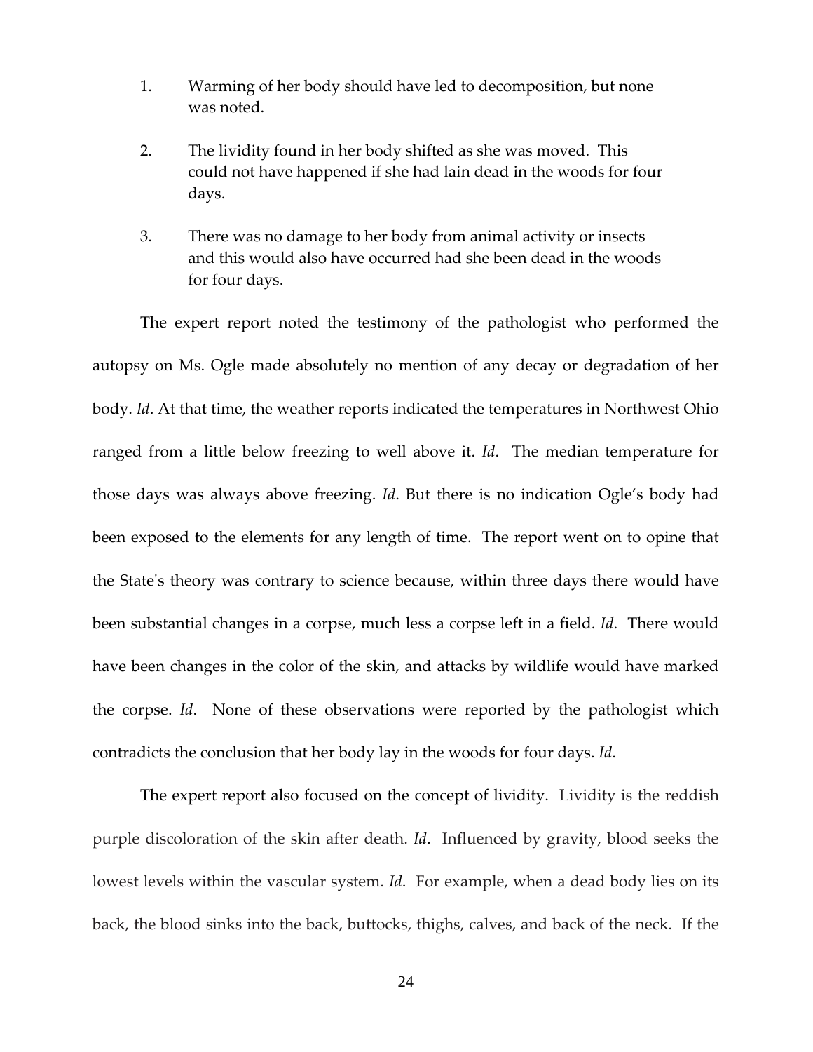1. Warming of her body should have led to decomposition, but none was noted.

2. The lividity found in her body shifted as she was moved. This could not have happened if she had lain dead in the woods for four days.

3. There was no damage to her body from animal activity or insects and this would also have occurred had she been dead in the woods for four days.

The expert report noted the testimony of the pathologist who performed the autopsy on Ms. Ogle made absolutely no mention of any decay or degradation of her body. *Id*. At that time, the weather reports indicated the temperatures in Northwest Ohio ranged from a little below freezing to well above it. *Id*. The median temperature for those days was always above freezing. *Id*. But there is no indication Ogle's body had been exposed to the elements for any length of time. The report went on to opine that the State's theory was contrary to science because, within three days there would have been substantial changes in a corpse, much less a corpse left in a field. *Id*. There would have been changes in the color of the skin, and attacks by wildlife would have marked the corpse. *Id*. None of these observations were reported by the pathologist which contradicts the conclusion that her body lay in the woods for four days. *Id*.

The expert report also focused on the concept of lividity. Lividity is the reddish purple discoloration of the skin after death. *Id*. Influenced by gravity, blood seeks the lowest levels within the vascular system. *Id*. For example, when a dead body lies on its back, the blood sinks into the back, buttocks, thighs, calves, and back of the neck. If the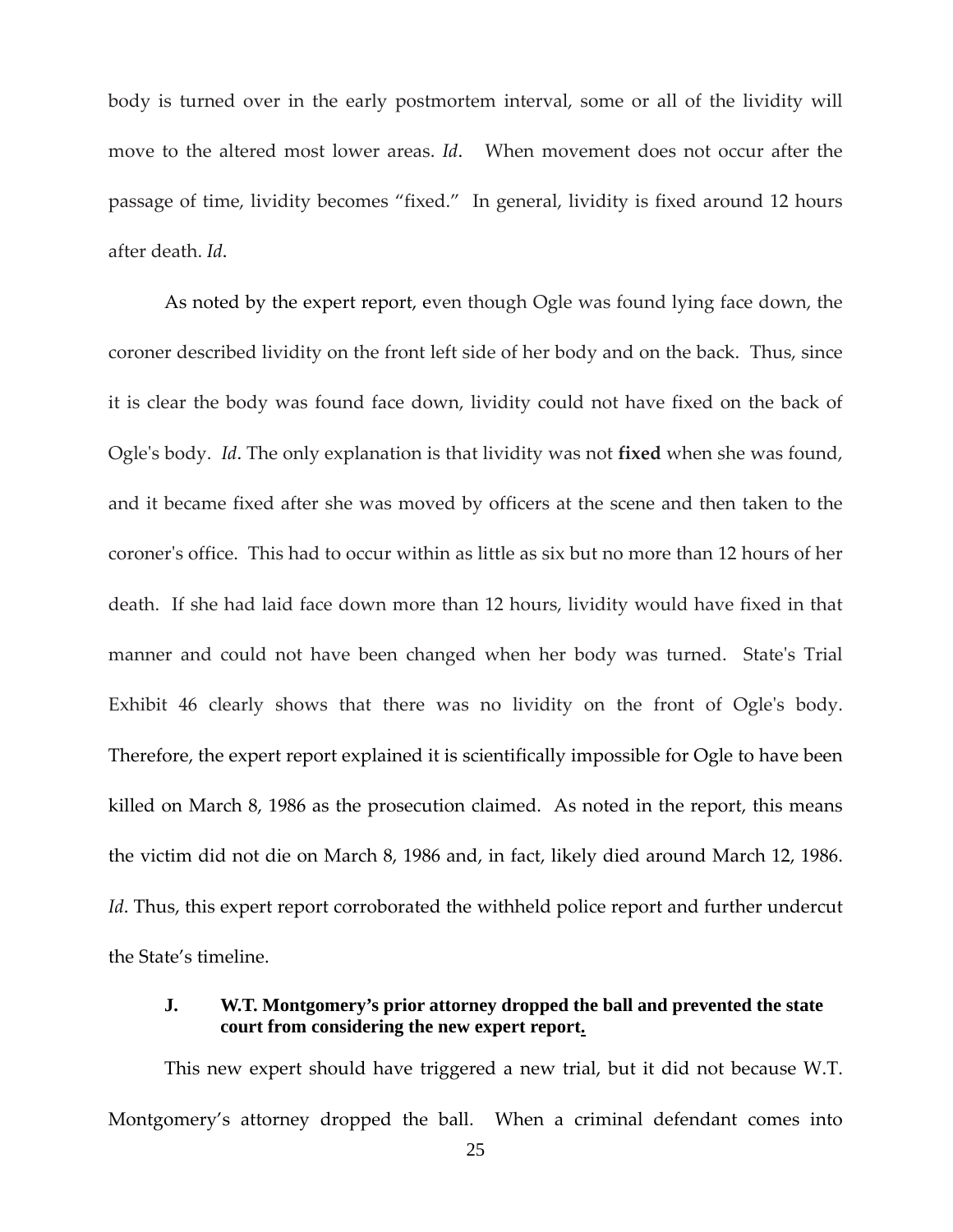body is turned over in the early postmortem interval, some or all of the lividity will move to the altered most lower areas. *Id*. When movement does not occur after the passage of time, lividity becomes "fixed." In general, lividity is fixed around 12 hours after death. *Id*.

As noted by the expert report, even though Ogle was found lying face down, the coroner described lividity on the front left side of her body and on the back. Thus, since it is clear the body was found face down, lividity could not have fixed on the back of Ogle's body. *Id*. The only explanation is that lividity was not **fixed** when she was found, and it became fixed after she was moved by officers at the scene and then taken to the coroner's office. This had to occur within as little as six but no more than 12 hours of her death. If she had laid face down more than 12 hours, lividity would have fixed in that manner and could not have been changed when her body was turned. State's Trial Exhibit 46 clearly shows that there was no lividity on the front of Ogle's body. Therefore, the expert report explained it is scientifically impossible for Ogle to have been killed on March 8, 1986 as the prosecution claimed. As noted in the report, this means the victim did not die on March 8, 1986 and, in fact, likely died around March 12, 1986. *Id*. Thus, this expert report corroborated the withheld police report and further undercut the State's timeline.

### J. W.T. Montgomery's prior attorney dropped the ball and prevented the state court from considering the new expert report.

This new expert should have triggered a new trial, but it did not because W.T. Montgomery's attorney dropped the ball. When a criminal defendant comes into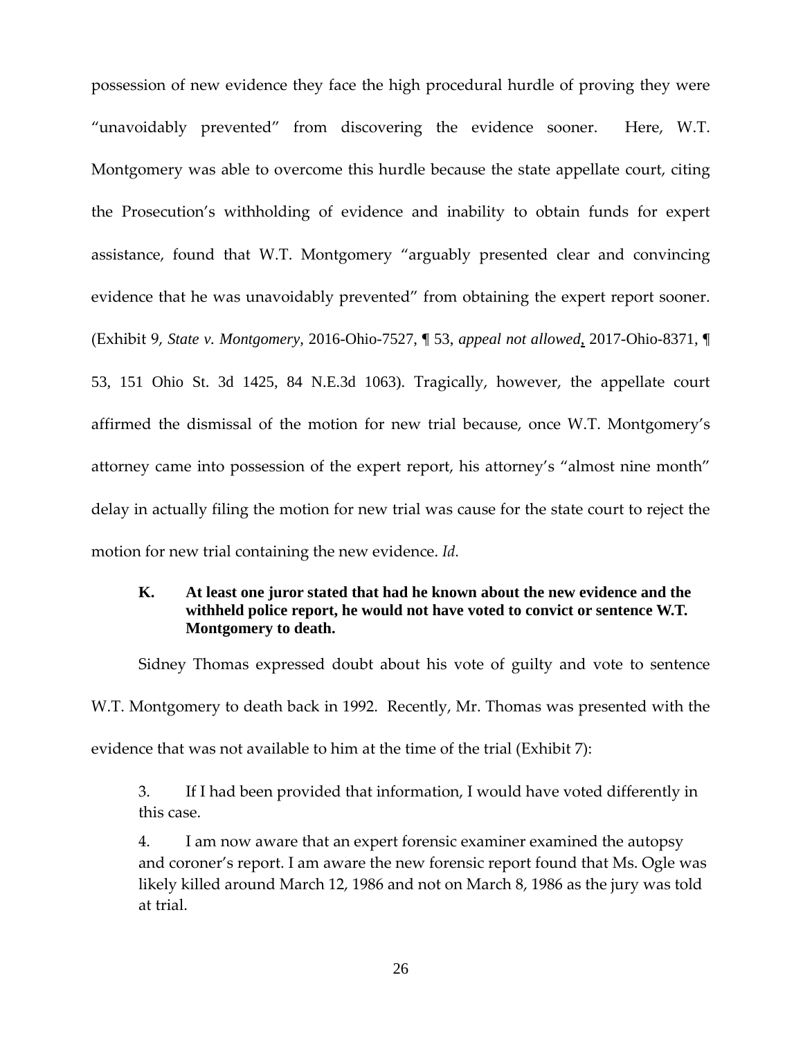possession of new evidence they face the high procedural hurdle of proving they were "unavoidably prevented" from discovering the evidence sooner. Here, W.T. Montgomery was able to overcome this hurdle because the state appellate court, citing the Prosecution's withholding of evidence and inability to obtain funds for expert assistance, found that W.T. Montgomery "arguably presented clear and convincing evidence that he was unavoidably prevented" from obtaining the expert report sooner. (Exhibit 9, *State v. Montgomery*, 2016-Ohio-7527, ¶ 53, *appeal not allowed*, 2017-Ohio-8371, ¶ 53, 151 Ohio St. 3d 1425, 84 N.E.3d 1063). Tragically, however, the appellate court affirmed the dismissal of the motion for new trial because, once W.T. Montgomery's attorney came into possession of the expert report, his attorney's "almost nine month" delay in actually filing the motion for new trial was cause for the state court to reject the motion for new trial containing the new evidence. *Id.*

### K. At least one juror stated that had he known about the new evidence and the withheld police report, he would not have voted to convict or sentence W.T. Montgomery to death.

Sidney Thomas expressed doubt about his vote of guilty and vote to sentence W.T. Montgomery to death back in 1992. Recently, Mr. Thomas was presented with the evidence that was not available to him at the time of the trial (Exhibit 7):

> 3. If I had been provided that information, I would have voted differently in this case.
>
> 4. I am now aware that an expert forensic examiner examined the autopsy and coroner's report. I am aware the new forensic report found that Ms. Ogle was likely killed around March 12, 1986 and not on March 8, 1986 as the jury was told at trial.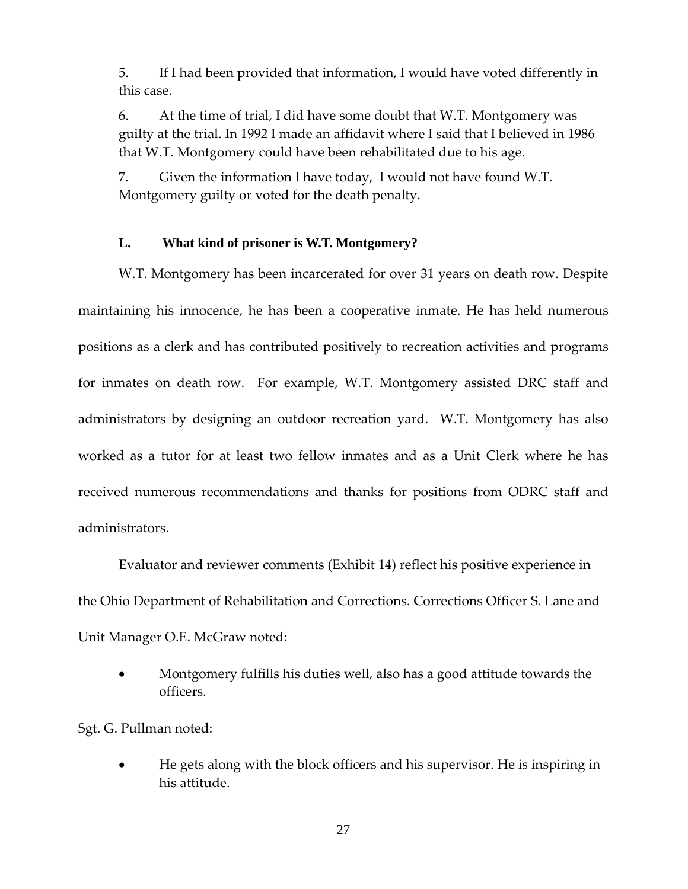5. If I had been provided that information, I would have voted differently in this case.

6. At the time of trial, I did have some doubt that W.T. Montgomery was guilty at the trial. In 1992 I made an affidavit where I said that I believed in 1986 that W.T. Montgomery could have been rehabilitated due to his age.

7. Given the information I have today, I would not have found W.T. Montgomery guilty or voted for the death penalty.

### L. What kind of prisoner is W.T. Montgomery?

W.T. Montgomery has been incarcerated for over 31 years on death row. Despite maintaining his innocence, he has been a cooperative inmate. He has held numerous positions as a clerk and has contributed positively to recreation activities and programs for inmates on death row. For example, W.T. Montgomery assisted DRC staff and administrators by designing an outdoor recreation yard. W.T. Montgomery has also worked as a tutor for at least two fellow inmates and as a Unit Clerk where he has received numerous recommendations and thanks for positions from ODRC staff and administrators.

Evaluator and reviewer comments (Exhibit 14) reflect his positive experience in the Ohio Department of Rehabilitation and Corrections. Corrections Officer S. Lane and Unit Manager O.E. McGraw noted:

- Montgomery fulfills his duties well, also has a good attitude towards the officers.

Sgt. G. Pullman noted:

- He gets along with the block officers and his supervisor. He is inspiring in his attitude.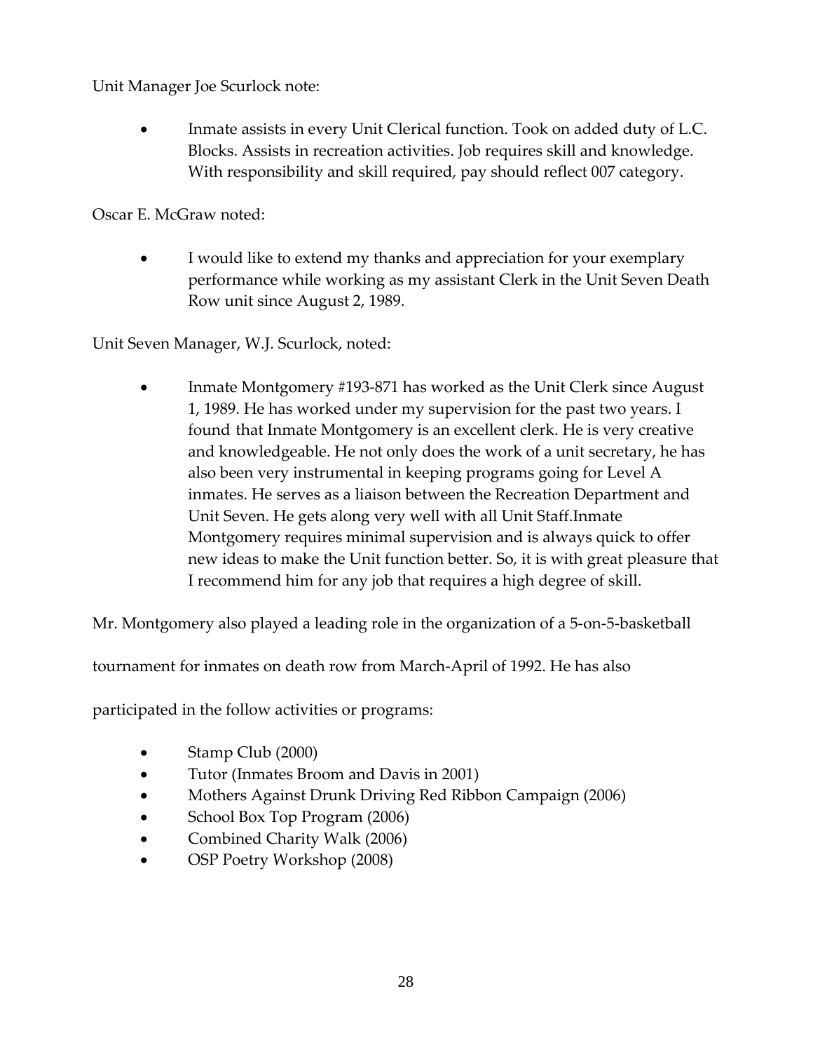Unit Manager Joe Scurlock note:

- Inmate assists in every Unit Clerical function. Took on added duty of L.C. Blocks. Assists in recreation activities. Job requires skill and knowledge. With responsibility and skill required, pay should reflect 007 category.

Oscar E. McGraw noted:

- I would like to extend my thanks and appreciation for your exemplary performance while working as my assistant Clerk in the Unit Seven Death Row unit since August 2, 1989.

Unit Seven Manager, W.J. Scurlock, noted:

- Inmate Montgomery #193-871 has worked as the Unit Clerk since August 1, 1989. He has worked under my supervision for the past two years. I found that Inmate Montgomery is an excellent clerk. He is very creative and knowledgeable. He not only does the work of a unit secretary, he has also been very instrumental in keeping programs going for Level A inmates. He serves as a liaison between the Recreation Department and Unit Seven. He gets along very well with all Unit Staff.Inmate Montgomery requires minimal supervision and is always quick to offer new ideas to make the Unit function better. So, it is with great pleasure that I recommend him for any job that requires a high degree of skill.

Mr. Montgomery also played a leading role in the organization of a 5-on-5-basketball tournament for inmates on death row from March-April of 1992. He has also participated in the follow activities or programs:

- Stamp Club (2000)
- Tutor (Inmates Broom and Davis in 2001)
- Mothers Against Drunk Driving Red Ribbon Campaign (2006)
- School Box Top Program (2006)
- Combined Charity Walk (2006)
- OSP Poetry Workshop (2008)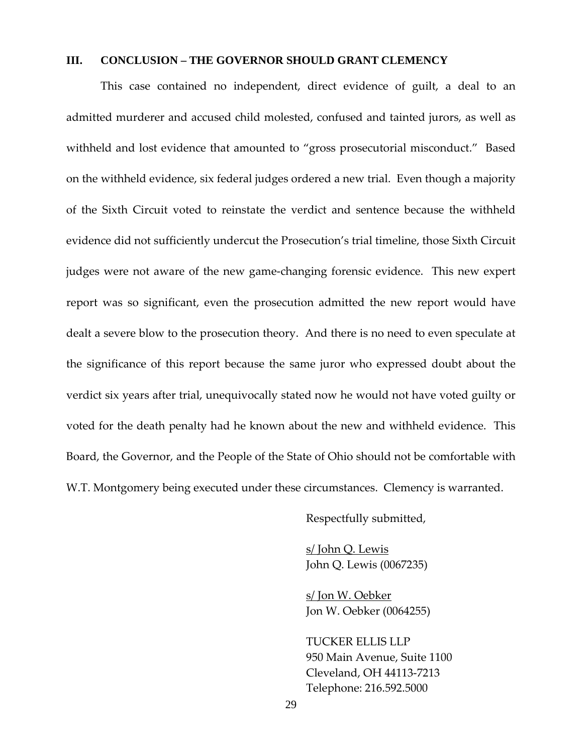## III. CONCLUSION – THE GOVERNOR SHOULD GRANT CLEMENCY

This case contained no independent, direct evidence of guilt, a deal to an admitted murderer and accused child molested, confused and tainted jurors, as well as withheld and lost evidence that amounted to "gross prosecutorial misconduct." Based on the withheld evidence, six federal judges ordered a new trial. Even though a majority of the Sixth Circuit voted to reinstate the verdict and sentence because the withheld evidence did not sufficiently undercut the Prosecution's trial timeline, those Sixth Circuit judges were not aware of the new game-changing forensic evidence. This new expert report was so significant, even the prosecution admitted the new report would have dealt a severe blow to the prosecution theory. And there is no need to even speculate at the significance of this report because the same juror who expressed doubt about the verdict six years after trial, unequivocally stated now he would not have voted guilty or voted for the death penalty had he known about the new and withheld evidence. This Board, the Governor, and the People of the State of Ohio should not be comfortable with W.T. Montgomery being executed under these circumstances. Clemency is warranted.

Respectfully submitted,

s/ John Q. Lewis
John Q. Lewis (0067235)

s/ Jon W. Oebker
Jon W. Oebker (0064255)

TUCKER ELLIS LLP
950 Main Avenue, Suite 1100
Cleveland, OH 44113-7213
Telephone: 216.592.5000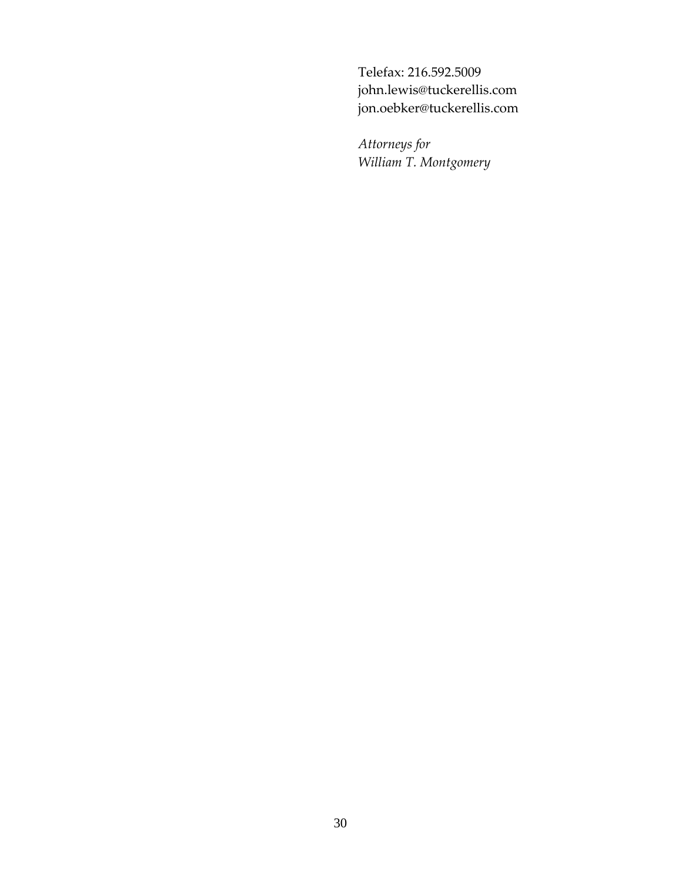Telefax: 216.592.5009
john.lewis@tuckerellis.com
jon.oebker@tuckerellis.com

*Attorneys for*
*William T. Montgomery*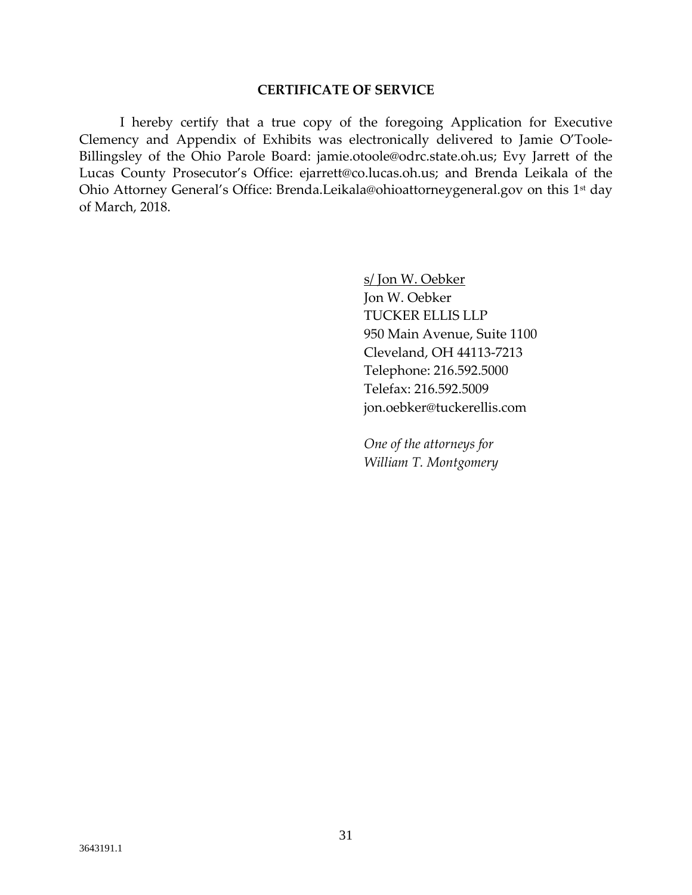**CERTIFICATE OF SERVICE**

I hereby certify that a true copy of the foregoing Application for Executive Clemency and Appendix of Exhibits was electronically delivered to Jamie O'Toole-Billingsley of the Ohio Parole Board: jamie.otoole@odrc.state.oh.us; Evy Jarrett of the Lucas County Prosecutor's Office: ejarrett@co.lucas.oh.us; and Brenda Leikala of the Ohio Attorney General's Office: Brenda.Leikala@ohioattorneygeneral.gov on this 1st day of March, 2018.

s/ Jon W. Oebker
Jon W. Oebker
TUCKER ELLIS LLP
950 Main Avenue, Suite 1100
Cleveland, OH 44113-7213
Telephone: 216.592.5000
Telefax: 216.592.5009
jon.oebker@tuckerellis.com

*One of the attorneys for*
*William T. Montgomery*

3643191.1